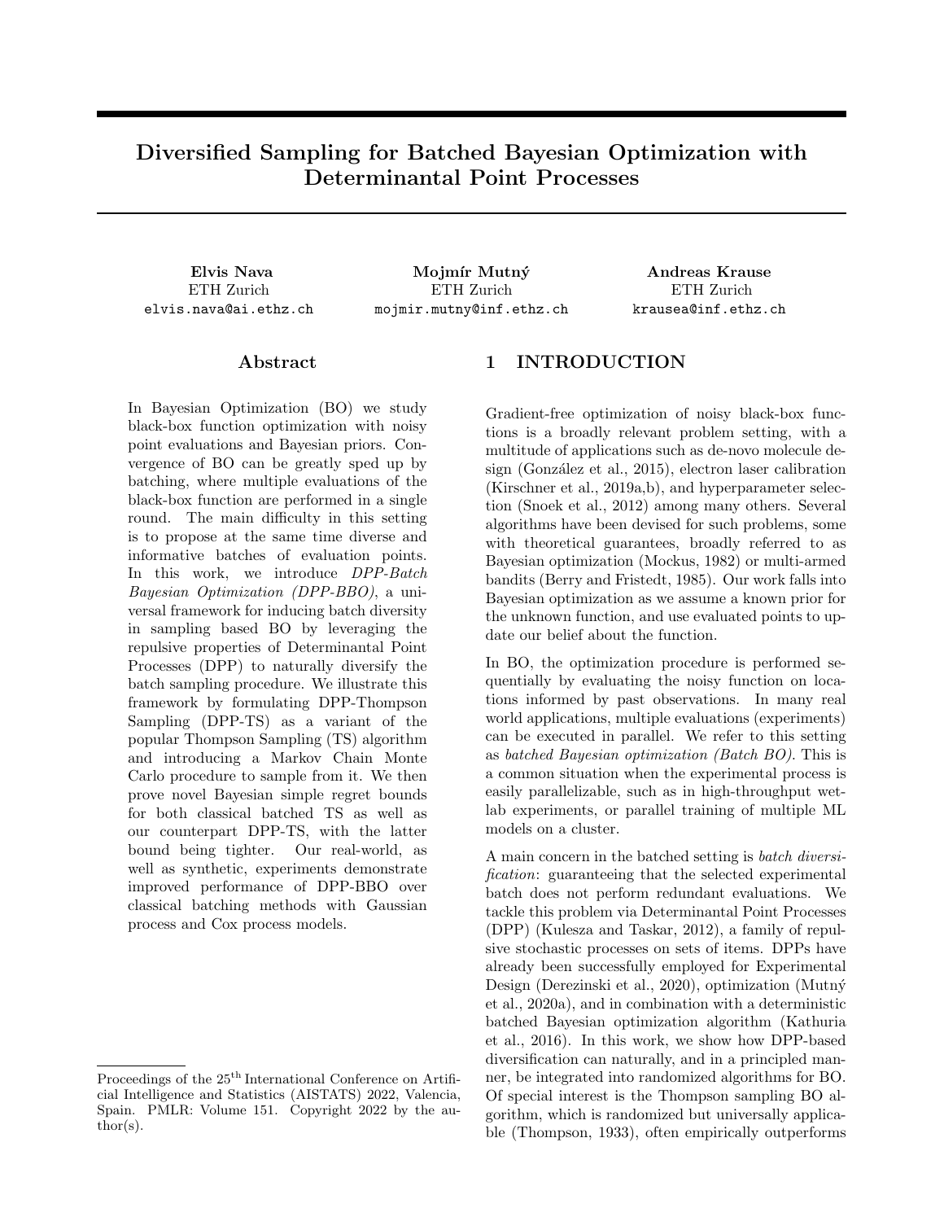# Diversified Sampling for Batched Bayesian Optimization with Determinantal Point Processes

**Elvis Nava**
ETH Zurich
elvis.nava@ai.ethz.ch

**Mojmír Mutný**
ETH Zurich
mojmir.mutny@inf.ethz.ch

**Andreas Krause**
ETH Zurich
krausea@inf.ethz.ch

## Abstract

In Bayesian Optimization (BO) we study black-box function optimization with noisy point evaluations and Bayesian priors. Convergence of BO can be greatly sped up by batching, where multiple evaluations of the black-box function are performed in a single round. The main difficulty in this setting is to propose at the same time diverse and informative batches of evaluation points. In this work, we introduce *DPP-Batch Bayesian Optimization (DPP-BBO)*, a universal framework for inducing batch diversity in sampling based BO by leveraging the repulsive properties of Determinantal Point Processes (DPP) to naturally diversify the batch sampling procedure. We illustrate this framework by formulating DPP-Thompson Sampling (DPP-TS) as a variant of the popular Thompson Sampling (TS) algorithm and introducing a Markov Chain Monte Carlo procedure to sample from it. We then prove novel Bayesian simple regret bounds for both classical batched TS as well as our counterpart DPP-TS, with the latter bound being tighter. Our real-world, as well as synthetic, experiments demonstrate improved performance of DPP-BBO over classical batching methods with Gaussian process and Cox process models.

## 1 INTRODUCTION

Gradient-free optimization of noisy black-box functions is a broadly relevant problem setting, with a multitude of applications such as de-novo molecule design (González et al., 2015), electron laser calibration (Kirschner et al., 2019a,b), and hyperparameter selection (Snoek et al., 2012) among many others. Several algorithms have been devised for such problems, some with theoretical guarantees, broadly referred to as Bayesian optimization (Mockus, 1982) or multi-armed bandits (Berry and Fristedt, 1985). Our work falls into Bayesian optimization as we assume a known prior for the unknown function, and use evaluated points to update our belief about the function.

In BO, the optimization procedure is performed sequentially by evaluating the noisy function on locations informed by past observations. In many real world applications, multiple evaluations (experiments) can be executed in parallel. We refer to this setting as *batched Bayesian optimization (Batch BO)*. This is a common situation when the experimental process is easily parallelizable, such as in high-throughput wet-lab experiments, or parallel training of multiple ML models on a cluster.

A main concern in the batched setting is *batch diversification*: guaranteeing that the selected experimental batch does not perform redundant evaluations. We tackle this problem via Determinantal Point Processes (DPP) (Kulesza and Taskar, 2012), a family of repulsive stochastic processes on sets of items. DPPs have already been successfully employed for Experimental Design (Derezinski et al., 2020), optimization (Mutný et al., 2020a), and in combination with a deterministic batched Bayesian optimization algorithm (Kathuria et al., 2016). In this work, we show how DPP-based diversification can naturally, and in a principled manner, be integrated into randomized algorithms for BO. Of special interest is the Thompson sampling BO algorithm, which is randomized but universally applicable (Thompson, 1933), often empirically outperforms

Proceedings of the 25[th] International Conference on Artificial Intelligence and Statistics (AISTATS) 2022, Valencia, Spain. PMLR: Volume 151. Copyright 2022 by the author(s).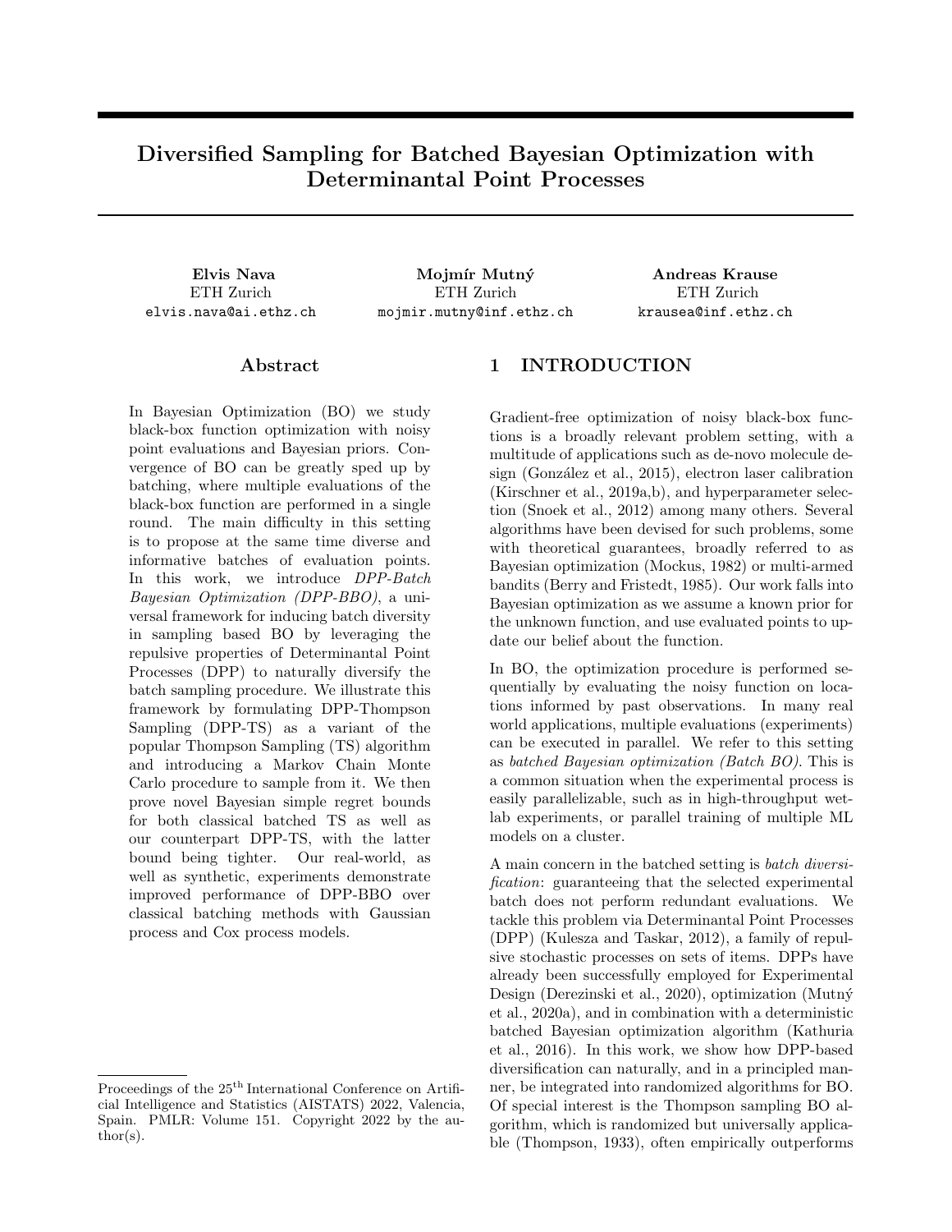# Diversified Sampling for Batched Bayesian Optimization with Determinantal Point Processes

**Elvis Nava**
ETH Zurich
elvis.nava@ai.ethz.ch

**Mojmír Mutný**
ETH Zurich
mojmir.mutny@inf.ethz.ch

**Andreas Krause**
ETH Zurich
krausea@inf.ethz.ch

## Abstract

In Bayesian Optimization (BO) we study black-box function optimization with noisy point evaluations and Bayesian priors. Convergence of BO can be greatly sped up by batching, where multiple evaluations of the black-box function are performed in a single round. The main difficulty in this setting is to propose at the same time diverse and informative batches of evaluation points. In this work, we introduce *DPP-Batch Bayesian Optimization (DPP-BBO)*, a universal framework for inducing batch diversity in sampling based BO by leveraging the repulsive properties of Determinantal Point Processes (DPP) to naturally diversify the batch sampling procedure. We illustrate this framework by formulating DPP-Thompson Sampling (DPP-TS) as a variant of the popular Thompson Sampling (TS) algorithm and introducing a Markov Chain Monte Carlo procedure to sample from it. We then prove novel Bayesian simple regret bounds for both classical batched TS as well as our counterpart DPP-TS, with the latter bound being tighter. Our real-world, as well as synthetic, experiments demonstrate improved performance of DPP-BBO over classical batching methods with Gaussian process and Cox process models.

## 1 INTRODUCTION

Gradient-free optimization of noisy black-box functions is a broadly relevant problem setting, with a multitude of applications such as de-novo molecule design (González et al., 2015), electron laser calibration (Kirschner et al., 2019a,b), and hyperparameter selection (Snoek et al., 2012) among many others. Several algorithms have been devised for such problems, some with theoretical guarantees, broadly referred to as Bayesian optimization (Mockus, 1982) or multi-armed bandits (Berry and Fristedt, 1985). Our work falls into Bayesian optimization as we assume a known prior for the unknown function, and use evaluated points to update our belief about the function.

In BO, the optimization procedure is performed sequentially by evaluating the noisy function on locations informed by past observations. In many real world applications, multiple evaluations (experiments) can be executed in parallel. We refer to this setting as *batched Bayesian optimization (Batch BO)*. This is a common situation when the experimental process is easily parallelizable, such as in high-throughput wet-lab experiments, or parallel training of multiple ML models on a cluster.

A main concern in the batched setting is *batch diversification*: guaranteeing that the selected experimental batch does not perform redundant evaluations. We tackle this problem via Determinantal Point Processes (DPP) (Kulesza and Taskar, 2012), a family of repulsive stochastic processes on sets of items. DPPs have already been successfully employed for Experimental Design (Derezinski et al., 2020), optimization (Mutný et al., 2020a), and in combination with a deterministic batched Bayesian optimization algorithm (Kathuria et al., 2016). In this work, we show how DPP-based diversification can naturally, and in a principled manner, be integrated into randomized algorithms for BO. Of special interest is the Thompson sampling BO algorithm, which is randomized but universally applicable (Thompson, 1933), often empirically outperforms

Proceedings of the 25[th] International Conference on Artificial Intelligence and Statistics (AISTATS) 2022, Valencia, Spain. PMLR: Volume 151. Copyright 2022 by the author(s).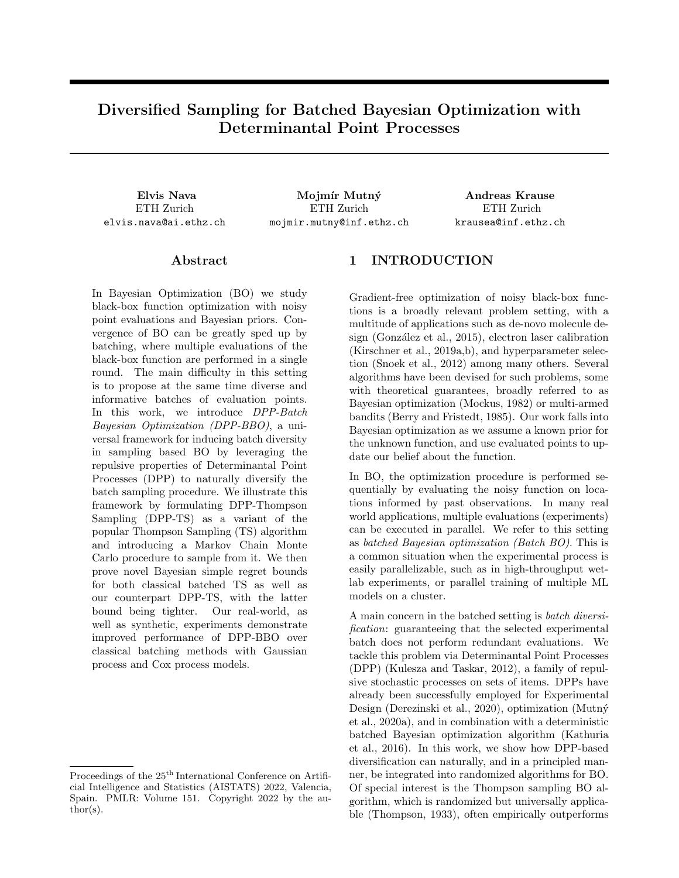# Diversified Sampling for Batched Bayesian Optimization with Determinantal Point Processes

**Elvis Nava**
ETH Zurich
elvis.nava@ai.ethz.ch

**Mojmír Mutný**
ETH Zurich
mojmir.mutny@inf.ethz.ch

**Andreas Krause**
ETH Zurich
krausea@inf.ethz.ch

## Abstract

In Bayesian Optimization (BO) we study black-box function optimization with noisy point evaluations and Bayesian priors. Convergence of BO can be greatly sped up by batching, where multiple evaluations of the black-box function are performed in a single round. The main difficulty in this setting is to propose at the same time diverse and informative batches of evaluation points. In this work, we introduce *DPP-Batch Bayesian Optimization (DPP-BBO)*, a universal framework for inducing batch diversity in sampling based BO by leveraging the repulsive properties of Determinantal Point Processes (DPP) to naturally diversify the batch sampling procedure. We illustrate this framework by formulating DPP-Thompson Sampling (DPP-TS) as a variant of the popular Thompson Sampling (TS) algorithm and introducing a Markov Chain Monte Carlo procedure to sample from it. We then prove novel Bayesian simple regret bounds for both classical batched TS as well as our counterpart DPP-TS, with the latter bound being tighter. Our real-world, as well as synthetic, experiments demonstrate improved performance of DPP-BBO over classical batching methods with Gaussian process and Cox process models.

## 1 INTRODUCTION

Gradient-free optimization of noisy black-box functions is a broadly relevant problem setting, with a multitude of applications such as de-novo molecule design (González et al., 2015), electron laser calibration (Kirschner et al., 2019a,b), and hyperparameter selection (Snoek et al., 2012) among many others. Several algorithms have been devised for such problems, some with theoretical guarantees, broadly referred to as Bayesian optimization (Mockus, 1982) or multi-armed bandits (Berry and Fristedt, 1985). Our work falls into Bayesian optimization as we assume a known prior for the unknown function, and use evaluated points to update our belief about the function.

In BO, the optimization procedure is performed sequentially by evaluating the noisy function on locations informed by past observations. In many real world applications, multiple evaluations (experiments) can be executed in parallel. We refer to this setting as *batched Bayesian optimization (Batch BO)*. This is a common situation when the experimental process is easily parallelizable, such as in high-throughput wet-lab experiments, or parallel training of multiple ML models on a cluster.

A main concern in the batched setting is *batch diversification*: guaranteeing that the selected experimental batch does not perform redundant evaluations. We tackle this problem via Determinantal Point Processes (DPP) (Kulesza and Taskar, 2012), a family of repulsive stochastic processes on sets of items. DPPs have already been successfully employed for Experimental Design (Derezinski et al., 2020), optimization (Mutný et al., 2020a), and in combination with a deterministic batched Bayesian optimization algorithm (Kathuria et al., 2016). In this work, we show how DPP-based diversification can naturally, and in a principled manner, be integrated into randomized algorithms for BO. Of special interest is the Thompson sampling BO algorithm, which is randomized but universally applicable (Thompson, 1933), often empirically outperforms

Proceedings of the 25[th] International Conference on Artificial Intelligence and Statistics (AISTATS) 2022, Valencia, Spain. PMLR: Volume 151. Copyright 2022 by the author(s).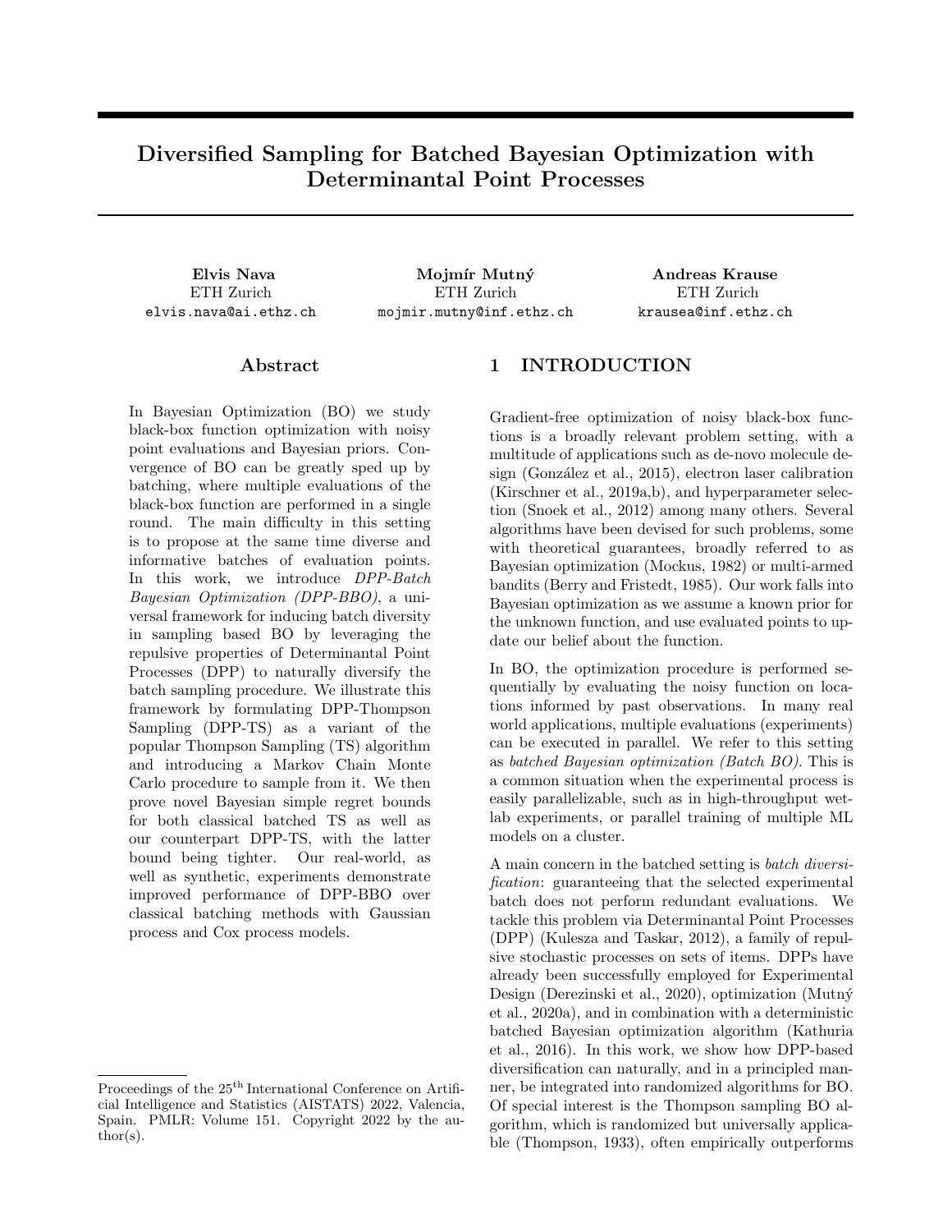# Diversified Sampling for Batched Bayesian Optimization with Determinantal Point Processes

**Elvis Nava**
ETH Zurich
elvis.nava@ai.ethz.ch

**Mojmír Mutný**
ETH Zurich
mojmir.mutny@inf.ethz.ch

**Andreas Krause**
ETH Zurich
krausea@inf.ethz.ch

## Abstract

In Bayesian Optimization (BO) we study black-box function optimization with noisy point evaluations and Bayesian priors. Convergence of BO can be greatly sped up by batching, where multiple evaluations of the black-box function are performed in a single round. The main difficulty in this setting is to propose at the same time diverse and informative batches of evaluation points. In this work, we introduce *DPP-Batch Bayesian Optimization (DPP-BBO)*, a universal framework for inducing batch diversity in sampling based BO by leveraging the repulsive properties of Determinantal Point Processes (DPP) to naturally diversify the batch sampling procedure. We illustrate this framework by formulating DPP-Thompson Sampling (DPP-TS) as a variant of the popular Thompson Sampling (TS) algorithm and introducing a Markov Chain Monte Carlo procedure to sample from it. We then prove novel Bayesian simple regret bounds for both classical batched TS as well as our counterpart DPP-TS, with the latter bound being tighter. Our real-world, as well as synthetic, experiments demonstrate improved performance of DPP-BBO over classical batching methods with Gaussian process and Cox process models.

## 1 INTRODUCTION

Gradient-free optimization of noisy black-box functions is a broadly relevant problem setting, with a multitude of applications such as de-novo molecule design (González et al., 2015), electron laser calibration (Kirschner et al., 2019a,b), and hyperparameter selection (Snoek et al., 2012) among many others. Several algorithms have been devised for such problems, some with theoretical guarantees, broadly referred to as Bayesian optimization (Mockus, 1982) or multi-armed bandits (Berry and Fristedt, 1985). Our work falls into Bayesian optimization as we assume a known prior for the unknown function, and use evaluated points to update our belief about the function.

In BO, the optimization procedure is performed sequentially by evaluating the noisy function on locations informed by past observations. In many real world applications, multiple evaluations (experiments) can be executed in parallel. We refer to this setting as *batched Bayesian optimization (Batch BO)*. This is a common situation when the experimental process is easily parallelizable, such as in high-throughput wet-lab experiments, or parallel training of multiple ML models on a cluster.

A main concern in the batched setting is *batch diversification*: guaranteeing that the selected experimental batch does not perform redundant evaluations. We tackle this problem via Determinantal Point Processes (DPP) (Kulesza and Taskar, 2012), a family of repulsive stochastic processes on sets of items. DPPs have already been successfully employed for Experimental Design (Derezinski et al., 2020), optimization (Mutný et al., 2020a), and in combination with a deterministic batched Bayesian optimization algorithm (Kathuria et al., 2016). In this work, we show how DPP-based diversification can naturally, and in a principled manner, be integrated into randomized algorithms for BO. Of special interest is the Thompson sampling BO algorithm, which is randomized but universally applicable (Thompson, 1933), often empirically outperforms

Proceedings of the 25[th] International Conference on Artificial Intelligence and Statistics (AISTATS) 2022, Valencia, Spain. PMLR: Volume 151. Copyright 2022 by the author(s).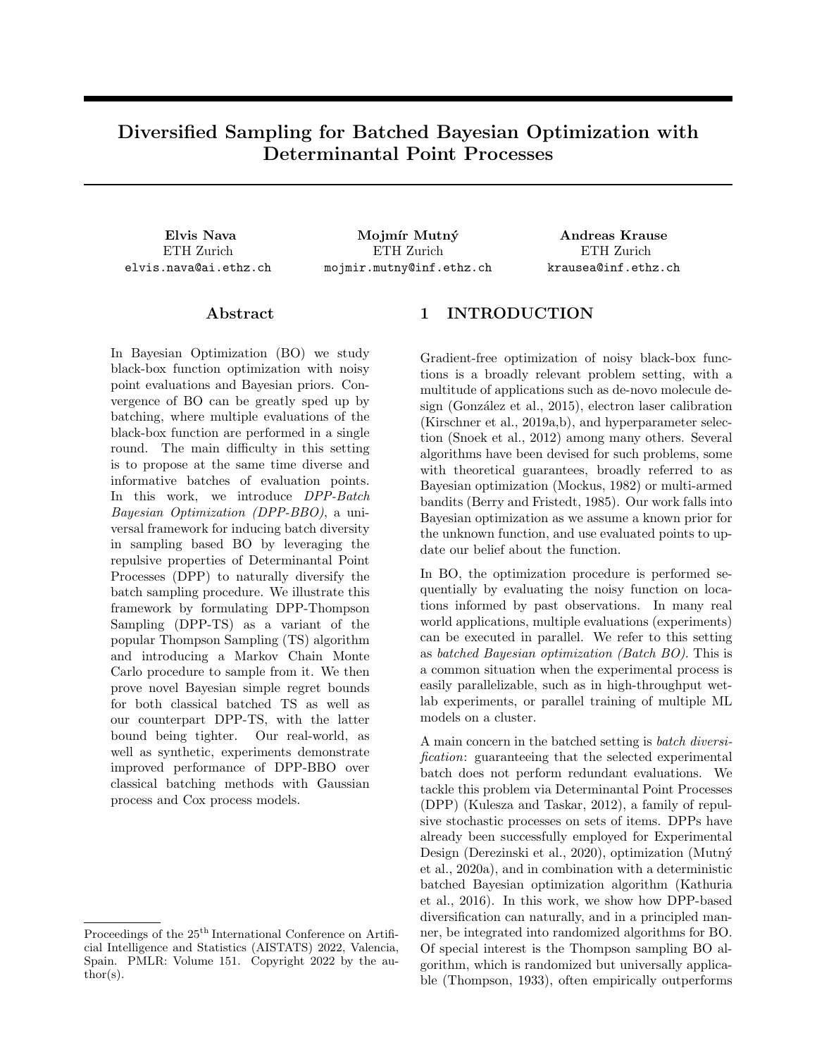# Diversified Sampling for Batched Bayesian Optimization with Determinantal Point Processes

**Elvis Nava**
ETH Zurich
elvis.nava@ai.ethz.ch

**Mojmír Mutný**
ETH Zurich
mojmir.mutny@inf.ethz.ch

**Andreas Krause**
ETH Zurich
krausea@inf.ethz.ch

## Abstract

In Bayesian Optimization (BO) we study black-box function optimization with noisy point evaluations and Bayesian priors. Convergence of BO can be greatly sped up by batching, where multiple evaluations of the black-box function are performed in a single round. The main difficulty in this setting is to propose at the same time diverse and informative batches of evaluation points. In this work, we introduce *DPP-Batch Bayesian Optimization (DPP-BBO)*, a universal framework for inducing batch diversity in sampling based BO by leveraging the repulsive properties of Determinantal Point Processes (DPP) to naturally diversify the batch sampling procedure. We illustrate this framework by formulating DPP-Thompson Sampling (DPP-TS) as a variant of the popular Thompson Sampling (TS) algorithm and introducing a Markov Chain Monte Carlo procedure to sample from it. We then prove novel Bayesian simple regret bounds for both classical batched TS as well as our counterpart DPP-TS, with the latter bound being tighter. Our real-world, as well as synthetic, experiments demonstrate improved performance of DPP-BBO over classical batching methods with Gaussian process and Cox process models.

## 1 INTRODUCTION

Gradient-free optimization of noisy black-box functions is a broadly relevant problem setting, with a multitude of applications such as de-novo molecule design (González et al., 2015), electron laser calibration (Kirschner et al., 2019a,b), and hyperparameter selection (Snoek et al., 2012) among many others. Several algorithms have been devised for such problems, some with theoretical guarantees, broadly referred to as Bayesian optimization (Mockus, 1982) or multi-armed bandits (Berry and Fristedt, 1985). Our work falls into Bayesian optimization as we assume a known prior for the unknown function, and use evaluated points to update our belief about the function.

In BO, the optimization procedure is performed sequentially by evaluating the noisy function on locations informed by past observations. In many real world applications, multiple evaluations (experiments) can be executed in parallel. We refer to this setting as *batched Bayesian optimization (Batch BO)*. This is a common situation when the experimental process is easily parallelizable, such as in high-throughput wet-lab experiments, or parallel training of multiple ML models on a cluster.

A main concern in the batched setting is *batch diversification*: guaranteeing that the selected experimental batch does not perform redundant evaluations. We tackle this problem via Determinantal Point Processes (DPP) (Kulesza and Taskar, 2012), a family of repulsive stochastic processes on sets of items. DPPs have already been successfully employed for Experimental Design (Derezinski et al., 2020), optimization (Mutný et al., 2020a), and in combination with a deterministic batched Bayesian optimization algorithm (Kathuria et al., 2016). In this work, we show how DPP-based diversification can naturally, and in a principled manner, be integrated into randomized algorithms for BO. Of special interest is the Thompson sampling BO algorithm, which is randomized but universally applicable (Thompson, 1933), often empirically outperforms

Proceedings of the 25[th] International Conference on Artificial Intelligence and Statistics (AISTATS) 2022, Valencia, Spain. PMLR: Volume 151. Copyright 2022 by the author(s).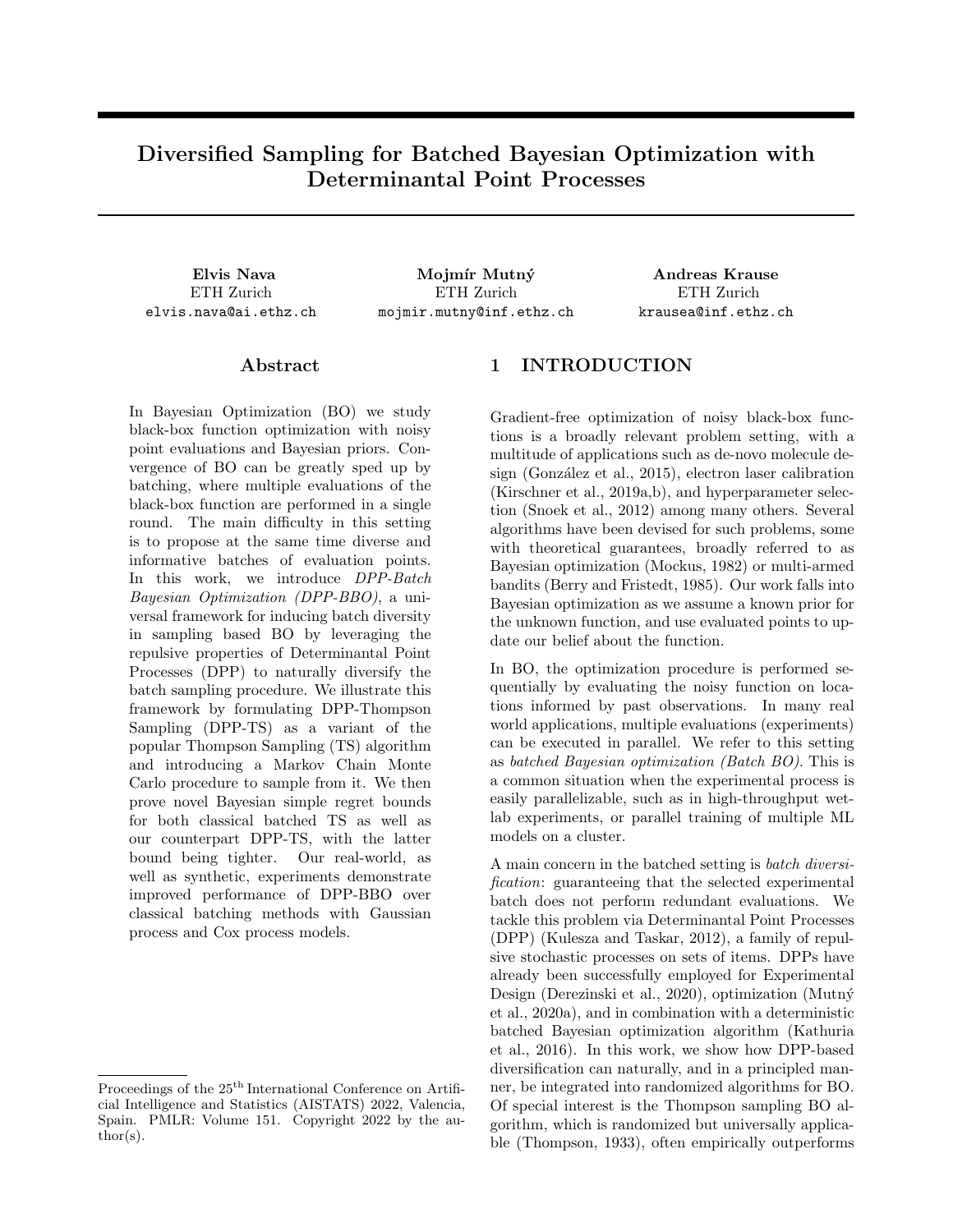# Diversified Sampling for Batched Bayesian Optimization with Determinantal Point Processes

**Elvis Nava**
ETH Zurich
elvis.nava@ai.ethz.ch

**Mojmír Mutný**
ETH Zurich
mojmir.mutny@inf.ethz.ch

**Andreas Krause**
ETH Zurich
krausea@inf.ethz.ch

## Abstract

In Bayesian Optimization (BO) we study black-box function optimization with noisy point evaluations and Bayesian priors. Convergence of BO can be greatly sped up by batching, where multiple evaluations of the black-box function are performed in a single round. The main difficulty in this setting is to propose at the same time diverse and informative batches of evaluation points. In this work, we introduce *DPP-Batch Bayesian Optimization (DPP-BBO)*, a universal framework for inducing batch diversity in sampling based BO by leveraging the repulsive properties of Determinantal Point Processes (DPP) to naturally diversify the batch sampling procedure. We illustrate this framework by formulating DPP-Thompson Sampling (DPP-TS) as a variant of the popular Thompson Sampling (TS) algorithm and introducing a Markov Chain Monte Carlo procedure to sample from it. We then prove novel Bayesian simple regret bounds for both classical batched TS as well as our counterpart DPP-TS, with the latter bound being tighter. Our real-world, as well as synthetic, experiments demonstrate improved performance of DPP-BBO over classical batching methods with Gaussian process and Cox process models.

## 1 INTRODUCTION

Gradient-free optimization of noisy black-box functions is a broadly relevant problem setting, with a multitude of applications such as de-novo molecule design (González et al., 2015), electron laser calibration (Kirschner et al., 2019a,b), and hyperparameter selection (Snoek et al., 2012) among many others. Several algorithms have been devised for such problems, some with theoretical guarantees, broadly referred to as Bayesian optimization (Mockus, 1982) or multi-armed bandits (Berry and Fristedt, 1985). Our work falls into Bayesian optimization as we assume a known prior for the unknown function, and use evaluated points to update our belief about the function.

In BO, the optimization procedure is performed sequentially by evaluating the noisy function on locations informed by past observations. In many real world applications, multiple evaluations (experiments) can be executed in parallel. We refer to this setting as *batched Bayesian optimization (Batch BO)*. This is a common situation when the experimental process is easily parallelizable, such as in high-throughput wet-lab experiments, or parallel training of multiple ML models on a cluster.

A main concern in the batched setting is *batch diversification*: guaranteeing that the selected experimental batch does not perform redundant evaluations. We tackle this problem via Determinantal Point Processes (DPP) (Kulesza and Taskar, 2012), a family of repulsive stochastic processes on sets of items. DPPs have already been successfully employed for Experimental Design (Derezinski et al., 2020), optimization (Mutný et al., 2020a), and in combination with a deterministic batched Bayesian optimization algorithm (Kathuria et al., 2016). In this work, we show how DPP-based diversification can naturally, and in a principled manner, be integrated into randomized algorithms for BO. Of special interest is the Thompson sampling BO algorithm, which is randomized but universally applicable (Thompson, 1933), often empirically outperforms

Proceedings of the 25[th] International Conference on Artificial Intelligence and Statistics (AISTATS) 2022, Valencia, Spain. PMLR: Volume 151. Copyright 2022 by the author(s).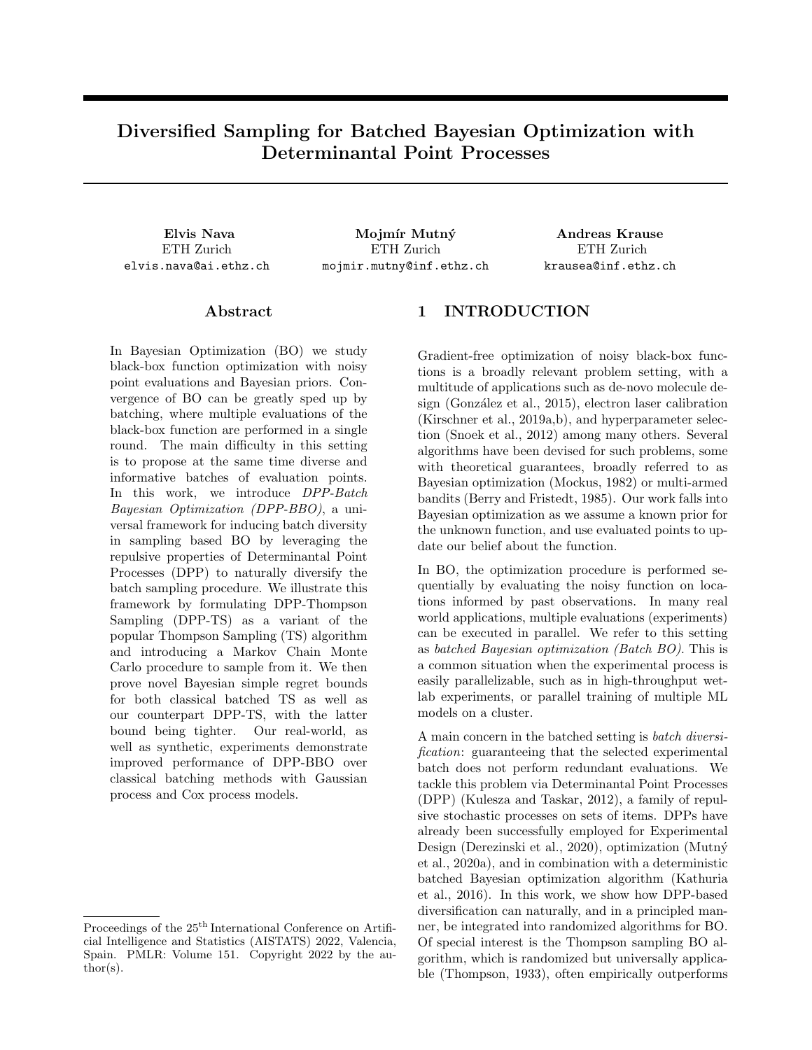# Diversified Sampling for Batched Bayesian Optimization with Determinantal Point Processes

**Elvis Nava**
ETH Zurich
elvis.nava@ai.ethz.ch

**Mojmír Mutný**
ETH Zurich
mojmir.mutny@inf.ethz.ch

**Andreas Krause**
ETH Zurich
krausea@inf.ethz.ch

## Abstract

In Bayesian Optimization (BO) we study black-box function optimization with noisy point evaluations and Bayesian priors. Convergence of BO can be greatly sped up by batching, where multiple evaluations of the black-box function are performed in a single round. The main difficulty in this setting is to propose at the same time diverse and informative batches of evaluation points. In this work, we introduce *DPP-Batch Bayesian Optimization (DPP-BBO)*, a universal framework for inducing batch diversity in sampling based BO by leveraging the repulsive properties of Determinantal Point Processes (DPP) to naturally diversify the batch sampling procedure. We illustrate this framework by formulating DPP-Thompson Sampling (DPP-TS) as a variant of the popular Thompson Sampling (TS) algorithm and introducing a Markov Chain Monte Carlo procedure to sample from it. We then prove novel Bayesian simple regret bounds for both classical batched TS as well as our counterpart DPP-TS, with the latter bound being tighter. Our real-world, as well as synthetic, experiments demonstrate improved performance of DPP-BBO over classical batching methods with Gaussian process and Cox process models.

## 1 INTRODUCTION

Gradient-free optimization of noisy black-box functions is a broadly relevant problem setting, with a multitude of applications such as de-novo molecule design (González et al., 2015), electron laser calibration (Kirschner et al., 2019a,b), and hyperparameter selection (Snoek et al., 2012) among many others. Several algorithms have been devised for such problems, some with theoretical guarantees, broadly referred to as Bayesian optimization (Mockus, 1982) or multi-armed bandits (Berry and Fristedt, 1985). Our work falls into Bayesian optimization as we assume a known prior for the unknown function, and use evaluated points to update our belief about the function.

In BO, the optimization procedure is performed sequentially by evaluating the noisy function on locations informed by past observations. In many real world applications, multiple evaluations (experiments) can be executed in parallel. We refer to this setting as *batched Bayesian optimization (Batch BO)*. This is a common situation when the experimental process is easily parallelizable, such as in high-throughput wet-lab experiments, or parallel training of multiple ML models on a cluster.

A main concern in the batched setting is *batch diversification*: guaranteeing that the selected experimental batch does not perform redundant evaluations. We tackle this problem via Determinantal Point Processes (DPP) (Kulesza and Taskar, 2012), a family of repulsive stochastic processes on sets of items. DPPs have already been successfully employed for Experimental Design (Derezinski et al., 2020), optimization (Mutný et al., 2020a), and in combination with a deterministic batched Bayesian optimization algorithm (Kathuria et al., 2016). In this work, we show how DPP-based diversification can naturally, and in a principled manner, be integrated into randomized algorithms for BO. Of special interest is the Thompson sampling BO algorithm, which is randomized but universally applicable (Thompson, 1933), often empirically outperforms

Proceedings of the 25[th] International Conference on Artificial Intelligence and Statistics (AISTATS) 2022, Valencia, Spain. PMLR: Volume 151. Copyright 2022 by the author(s).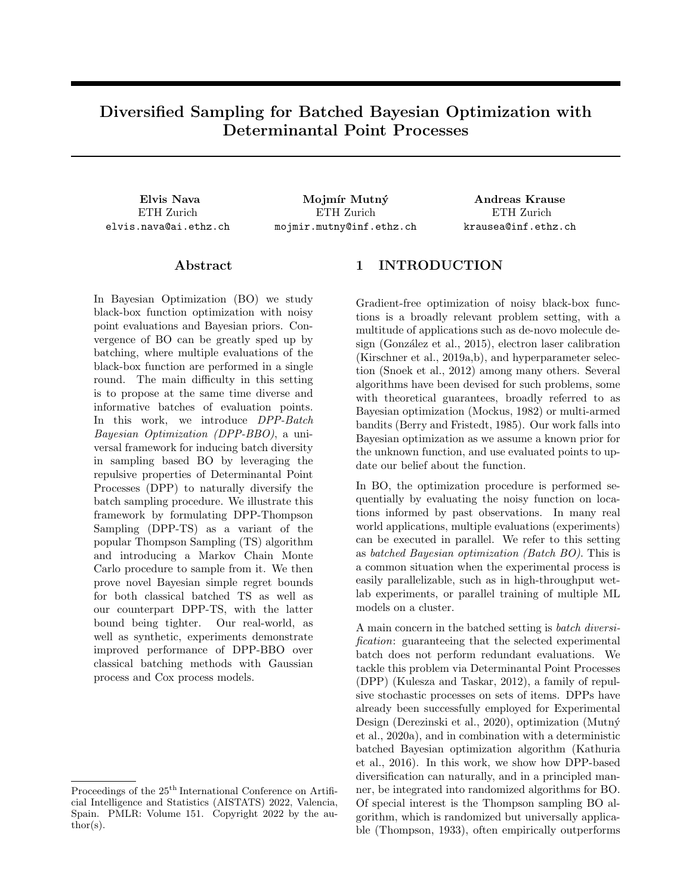# Diversified Sampling for Batched Bayesian Optimization with Determinantal Point Processes

**Elvis Nava**
ETH Zurich
elvis.nava@ai.ethz.ch

**Mojmír Mutný**
ETH Zurich
mojmir.mutny@inf.ethz.ch

**Andreas Krause**
ETH Zurich
krausea@inf.ethz.ch

## Abstract

In Bayesian Optimization (BO) we study black-box function optimization with noisy point evaluations and Bayesian priors. Convergence of BO can be greatly sped up by batching, where multiple evaluations of the black-box function are performed in a single round. The main difficulty in this setting is to propose at the same time diverse and informative batches of evaluation points. In this work, we introduce *DPP-Batch Bayesian Optimization (DPP-BBO)*, a universal framework for inducing batch diversity in sampling based BO by leveraging the repulsive properties of Determinantal Point Processes (DPP) to naturally diversify the batch sampling procedure. We illustrate this framework by formulating DPP-Thompson Sampling (DPP-TS) as a variant of the popular Thompson Sampling (TS) algorithm and introducing a Markov Chain Monte Carlo procedure to sample from it. We then prove novel Bayesian simple regret bounds for both classical batched TS as well as our counterpart DPP-TS, with the latter bound being tighter. Our real-world, as well as synthetic, experiments demonstrate improved performance of DPP-BBO over classical batching methods with Gaussian process and Cox process models.

## 1 INTRODUCTION

Gradient-free optimization of noisy black-box functions is a broadly relevant problem setting, with a multitude of applications such as de-novo molecule design (González et al., 2015), electron laser calibration (Kirschner et al., 2019a,b), and hyperparameter selection (Snoek et al., 2012) among many others. Several algorithms have been devised for such problems, some with theoretical guarantees, broadly referred to as Bayesian optimization (Mockus, 1982) or multi-armed bandits (Berry and Fristedt, 1985). Our work falls into Bayesian optimization as we assume a known prior for the unknown function, and use evaluated points to update our belief about the function.

In BO, the optimization procedure is performed sequentially by evaluating the noisy function on locations informed by past observations. In many real world applications, multiple evaluations (experiments) can be executed in parallel. We refer to this setting as *batched Bayesian optimization (Batch BO)*. This is a common situation when the experimental process is easily parallelizable, such as in high-throughput wet-lab experiments, or parallel training of multiple ML models on a cluster.

A main concern in the batched setting is *batch diversification*: guaranteeing that the selected experimental batch does not perform redundant evaluations. We tackle this problem via Determinantal Point Processes (DPP) (Kulesza and Taskar, 2012), a family of repulsive stochastic processes on sets of items. DPPs have already been successfully employed for Experimental Design (Derezinski et al., 2020), optimization (Mutný et al., 2020a), and in combination with a deterministic batched Bayesian optimization algorithm (Kathuria et al., 2016). In this work, we show how DPP-based diversification can naturally, and in a principled manner, be integrated into randomized algorithms for BO. Of special interest is the Thompson sampling BO algorithm, which is randomized but universally applicable (Thompson, 1933), often empirically outperforms

Proceedings of the 25[th] International Conference on Artificial Intelligence and Statistics (AISTATS) 2022, Valencia, Spain. PMLR: Volume 151. Copyright 2022 by the author(s).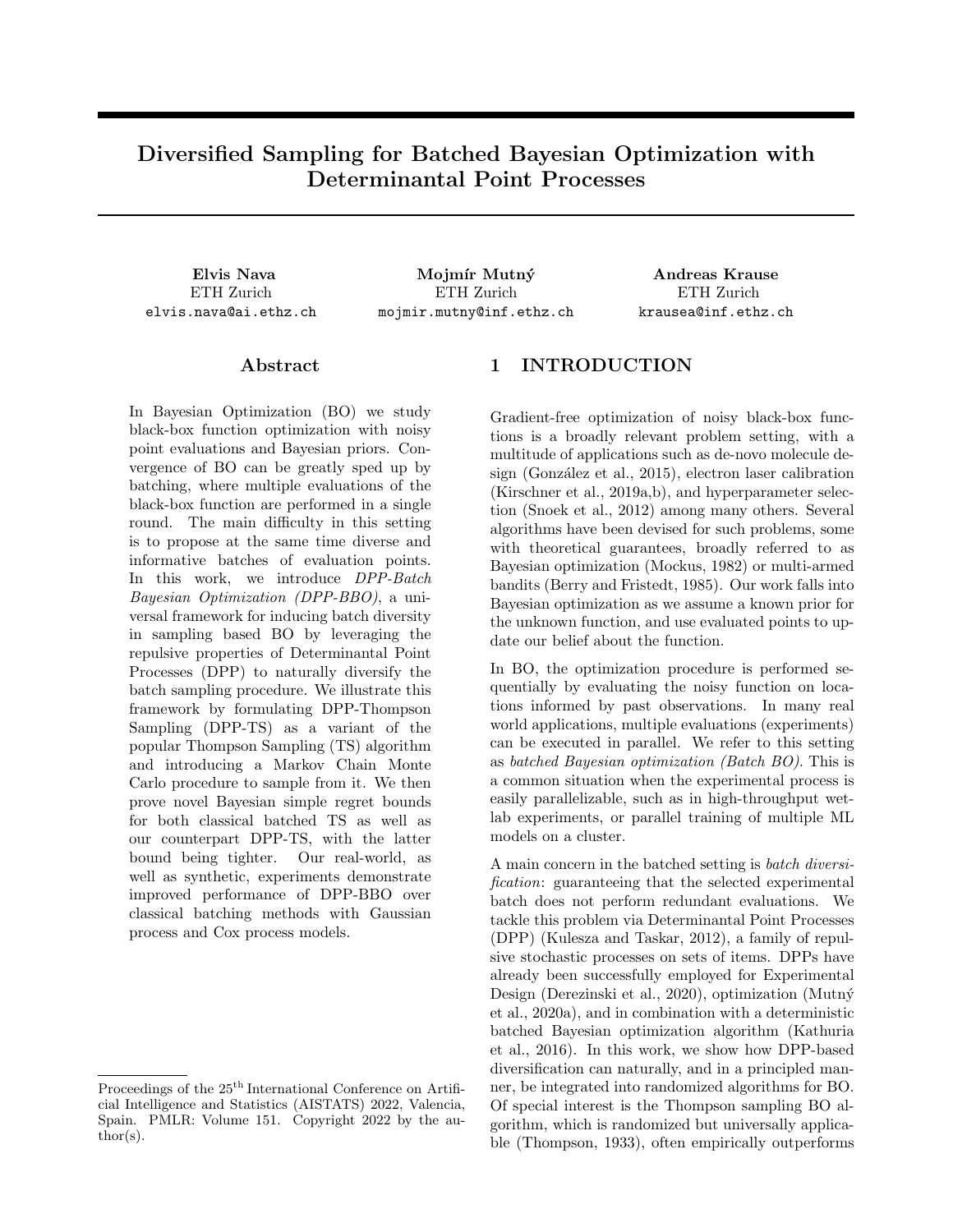# Diversified Sampling for Batched Bayesian Optimization with Determinantal Point Processes

**Elvis Nava**
ETH Zurich
elvis.nava@ai.ethz.ch

**Mojmír Mutný**
ETH Zurich
mojmir.mutny@inf.ethz.ch

**Andreas Krause**
ETH Zurich
krausea@inf.ethz.ch

## Abstract

In Bayesian Optimization (BO) we study black-box function optimization with noisy point evaluations and Bayesian priors. Convergence of BO can be greatly sped up by batching, where multiple evaluations of the black-box function are performed in a single round. The main difficulty in this setting is to propose at the same time diverse and informative batches of evaluation points. In this work, we introduce *DPP-Batch Bayesian Optimization (DPP-BBO)*, a universal framework for inducing batch diversity in sampling based BO by leveraging the repulsive properties of Determinantal Point Processes (DPP) to naturally diversify the batch sampling procedure. We illustrate this framework by formulating DPP-Thompson Sampling (DPP-TS) as a variant of the popular Thompson Sampling (TS) algorithm and introducing a Markov Chain Monte Carlo procedure to sample from it. We then prove novel Bayesian simple regret bounds for both classical batched TS as well as our counterpart DPP-TS, with the latter bound being tighter. Our real-world, as well as synthetic, experiments demonstrate improved performance of DPP-BBO over classical batching methods with Gaussian process and Cox process models.

## 1 INTRODUCTION

Gradient-free optimization of noisy black-box functions is a broadly relevant problem setting, with a multitude of applications such as de-novo molecule design (González et al., 2015), electron laser calibration (Kirschner et al., 2019a,b), and hyperparameter selection (Snoek et al., 2012) among many others. Several algorithms have been devised for such problems, some with theoretical guarantees, broadly referred to as Bayesian optimization (Mockus, 1982) or multi-armed bandits (Berry and Fristedt, 1985). Our work falls into Bayesian optimization as we assume a known prior for the unknown function, and use evaluated points to update our belief about the function.

In BO, the optimization procedure is performed sequentially by evaluating the noisy function on locations informed by past observations. In many real world applications, multiple evaluations (experiments) can be executed in parallel. We refer to this setting as *batched Bayesian optimization (Batch BO)*. This is a common situation when the experimental process is easily parallelizable, such as in high-throughput wet-lab experiments, or parallel training of multiple ML models on a cluster.

A main concern in the batched setting is *batch diversification*: guaranteeing that the selected experimental batch does not perform redundant evaluations. We tackle this problem via Determinantal Point Processes (DPP) (Kulesza and Taskar, 2012), a family of repulsive stochastic processes on sets of items. DPPs have already been successfully employed for Experimental Design (Derezinski et al., 2020), optimization (Mutný et al., 2020a), and in combination with a deterministic batched Bayesian optimization algorithm (Kathuria et al., 2016). In this work, we show how DPP-based diversification can naturally, and in a principled manner, be integrated into randomized algorithms for BO. Of special interest is the Thompson sampling BO algorithm, which is randomized but universally applicable (Thompson, 1933), often empirically outperforms

Proceedings of the 25[th] International Conference on Artificial Intelligence and Statistics (AISTATS) 2022, Valencia, Spain. PMLR: Volume 151. Copyright 2022 by the author(s).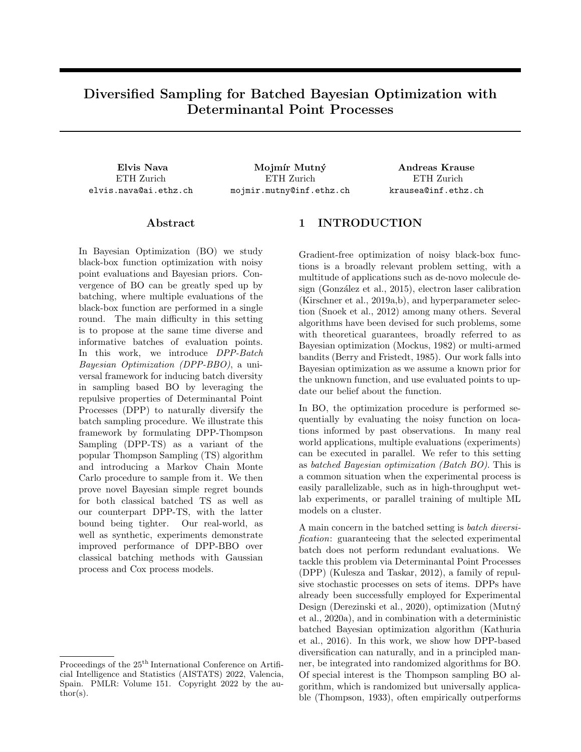# Diversified Sampling for Batched Bayesian Optimization with Determinantal Point Processes

**Elvis Nava**
ETH Zurich
elvis.nava@ai.ethz.ch

**Mojmír Mutný**
ETH Zurich
mojmir.mutny@inf.ethz.ch

**Andreas Krause**
ETH Zurich
krausea@inf.ethz.ch

## Abstract

In Bayesian Optimization (BO) we study black-box function optimization with noisy point evaluations and Bayesian priors. Convergence of BO can be greatly sped up by batching, where multiple evaluations of the black-box function are performed in a single round. The main difficulty in this setting is to propose at the same time diverse and informative batches of evaluation points. In this work, we introduce *DPP-Batch Bayesian Optimization (DPP-BBO)*, a universal framework for inducing batch diversity in sampling based BO by leveraging the repulsive properties of Determinantal Point Processes (DPP) to naturally diversify the batch sampling procedure. We illustrate this framework by formulating DPP-Thompson Sampling (DPP-TS) as a variant of the popular Thompson Sampling (TS) algorithm and introducing a Markov Chain Monte Carlo procedure to sample from it. We then prove novel Bayesian simple regret bounds for both classical batched TS as well as our counterpart DPP-TS, with the latter bound being tighter. Our real-world, as well as synthetic, experiments demonstrate improved performance of DPP-BBO over classical batching methods with Gaussian process and Cox process models.

## 1 INTRODUCTION

Gradient-free optimization of noisy black-box functions is a broadly relevant problem setting, with a multitude of applications such as de-novo molecule design (González et al., 2015), electron laser calibration (Kirschner et al., 2019a,b), and hyperparameter selection (Snoek et al., 2012) among many others. Several algorithms have been devised for such problems, some with theoretical guarantees, broadly referred to as Bayesian optimization (Mockus, 1982) or multi-armed bandits (Berry and Fristedt, 1985). Our work falls into Bayesian optimization as we assume a known prior for the unknown function, and use evaluated points to update our belief about the function.

In BO, the optimization procedure is performed sequentially by evaluating the noisy function on locations informed by past observations. In many real world applications, multiple evaluations (experiments) can be executed in parallel. We refer to this setting as *batched Bayesian optimization (Batch BO)*. This is a common situation when the experimental process is easily parallelizable, such as in high-throughput wet-lab experiments, or parallel training of multiple ML models on a cluster.

A main concern in the batched setting is *batch diversification*: guaranteeing that the selected experimental batch does not perform redundant evaluations. We tackle this problem via Determinantal Point Processes (DPP) (Kulesza and Taskar, 2012), a family of repulsive stochastic processes on sets of items. DPPs have already been successfully employed for Experimental Design (Derezinski et al., 2020), optimization (Mutný et al., 2020a), and in combination with a deterministic batched Bayesian optimization algorithm (Kathuria et al., 2016). In this work, we show how DPP-based diversification can naturally, and in a principled manner, be integrated into randomized algorithms for BO. Of special interest is the Thompson sampling BO algorithm, which is randomized but universally applicable (Thompson, 1933), often empirically outperforms

Proceedings of the 25[th] International Conference on Artificial Intelligence and Statistics (AISTATS) 2022, Valencia, Spain. PMLR: Volume 151. Copyright 2022 by the author(s).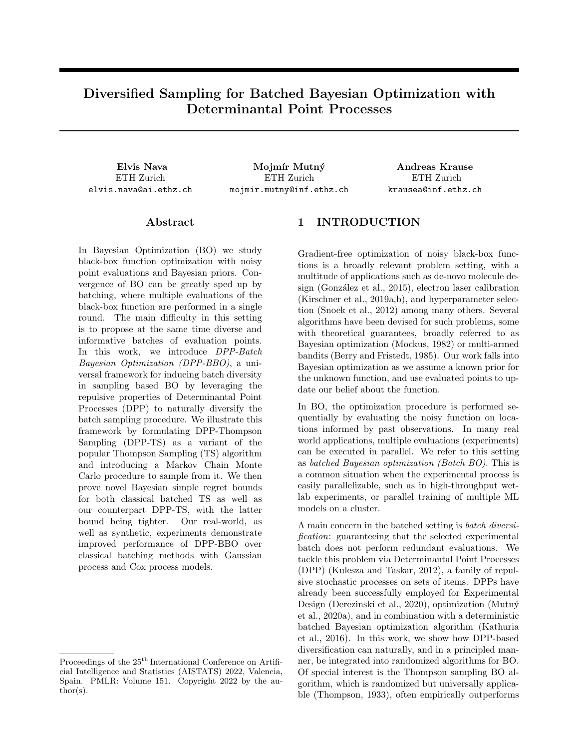# Diversified Sampling for Batched Bayesian Optimization with Determinantal Point Processes

**Elvis Nava**
ETH Zurich
elvis.nava@ai.ethz.ch

**Mojmír Mutný**
ETH Zurich
mojmir.mutny@inf.ethz.ch

**Andreas Krause**
ETH Zurich
krausea@inf.ethz.ch

## Abstract

In Bayesian Optimization (BO) we study black-box function optimization with noisy point evaluations and Bayesian priors. Convergence of BO can be greatly sped up by batching, where multiple evaluations of the black-box function are performed in a single round. The main difficulty in this setting is to propose at the same time diverse and informative batches of evaluation points. In this work, we introduce *DPP-Batch Bayesian Optimization (DPP-BBO)*, a universal framework for inducing batch diversity in sampling based BO by leveraging the repulsive properties of Determinantal Point Processes (DPP) to naturally diversify the batch sampling procedure. We illustrate this framework by formulating DPP-Thompson Sampling (DPP-TS) as a variant of the popular Thompson Sampling (TS) algorithm and introducing a Markov Chain Monte Carlo procedure to sample from it. We then prove novel Bayesian simple regret bounds for both classical batched TS as well as our counterpart DPP-TS, with the latter bound being tighter. Our real-world, as well as synthetic, experiments demonstrate improved performance of DPP-BBO over classical batching methods with Gaussian process and Cox process models.

## 1 INTRODUCTION

Gradient-free optimization of noisy black-box functions is a broadly relevant problem setting, with a multitude of applications such as de-novo molecule design (González et al., 2015), electron laser calibration (Kirschner et al., 2019a,b), and hyperparameter selection (Snoek et al., 2012) among many others. Several algorithms have been devised for such problems, some with theoretical guarantees, broadly referred to as Bayesian optimization (Mockus, 1982) or multi-armed bandits (Berry and Fristedt, 1985). Our work falls into Bayesian optimization as we assume a known prior for the unknown function, and use evaluated points to update our belief about the function.

In BO, the optimization procedure is performed sequentially by evaluating the noisy function on locations informed by past observations. In many real world applications, multiple evaluations (experiments) can be executed in parallel. We refer to this setting as *batched Bayesian optimization (Batch BO)*. This is a common situation when the experimental process is easily parallelizable, such as in high-throughput wet-lab experiments, or parallel training of multiple ML models on a cluster.

A main concern in the batched setting is *batch diversification*: guaranteeing that the selected experimental batch does not perform redundant evaluations. We tackle this problem via Determinantal Point Processes (DPP) (Kulesza and Taskar, 2012), a family of repulsive stochastic processes on sets of items. DPPs have already been successfully employed for Experimental Design (Derezinski et al., 2020), optimization (Mutný et al., 2020a), and in combination with a deterministic batched Bayesian optimization algorithm (Kathuria et al., 2016). In this work, we show how DPP-based diversification can naturally, and in a principled manner, be integrated into randomized algorithms for BO. Of special interest is the Thompson sampling BO algorithm, which is randomized but universally applicable (Thompson, 1933), often empirically outperforms

Proceedings of the 25[th] International Conference on Artificial Intelligence and Statistics (AISTATS) 2022, Valencia, Spain. PMLR: Volume 151. Copyright 2022 by the author(s).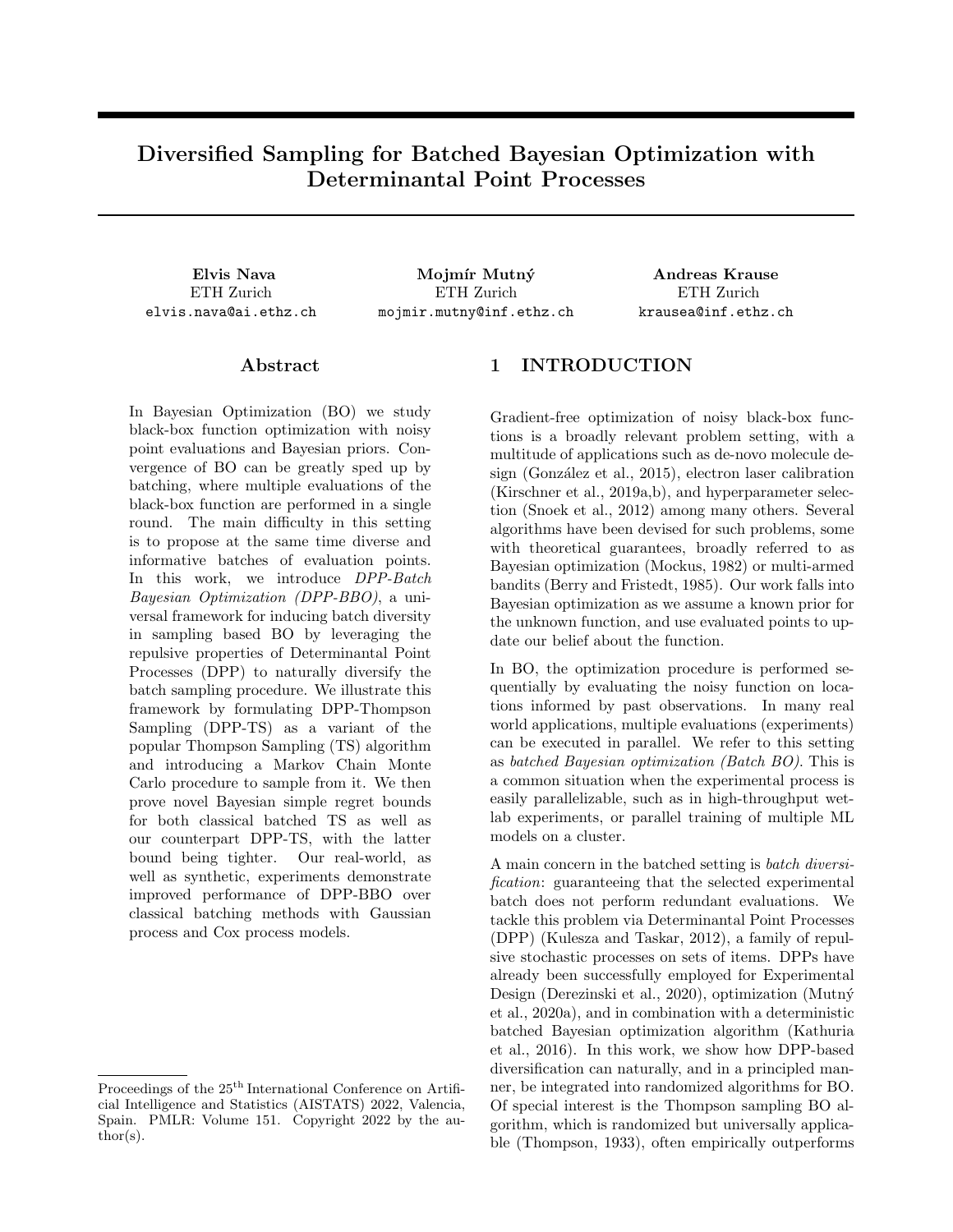# Diversified Sampling for Batched Bayesian Optimization with Determinantal Point Processes

**Elvis Nava**
ETH Zurich
elvis.nava@ai.ethz.ch

**Mojmír Mutný**
ETH Zurich
mojmir.mutny@inf.ethz.ch

**Andreas Krause**
ETH Zurich
krausea@inf.ethz.ch

## Abstract

In Bayesian Optimization (BO) we study black-box function optimization with noisy point evaluations and Bayesian priors. Convergence of BO can be greatly sped up by batching, where multiple evaluations of the black-box function are performed in a single round. The main difficulty in this setting is to propose at the same time diverse and informative batches of evaluation points. In this work, we introduce *DPP-Batch Bayesian Optimization (DPP-BBO)*, a universal framework for inducing batch diversity in sampling based BO by leveraging the repulsive properties of Determinantal Point Processes (DPP) to naturally diversify the batch sampling procedure. We illustrate this framework by formulating DPP-Thompson Sampling (DPP-TS) as a variant of the popular Thompson Sampling (TS) algorithm and introducing a Markov Chain Monte Carlo procedure to sample from it. We then prove novel Bayesian simple regret bounds for both classical batched TS as well as our counterpart DPP-TS, with the latter bound being tighter. Our real-world, as well as synthetic, experiments demonstrate improved performance of DPP-BBO over classical batching methods with Gaussian process and Cox process models.

## 1 INTRODUCTION

Gradient-free optimization of noisy black-box functions is a broadly relevant problem setting, with a multitude of applications such as de-novo molecule design (González et al., 2015), electron laser calibration (Kirschner et al., 2019a,b), and hyperparameter selection (Snoek et al., 2012) among many others. Several algorithms have been devised for such problems, some with theoretical guarantees, broadly referred to as Bayesian optimization (Mockus, 1982) or multi-armed bandits (Berry and Fristedt, 1985). Our work falls into Bayesian optimization as we assume a known prior for the unknown function, and use evaluated points to update our belief about the function.

In BO, the optimization procedure is performed sequentially by evaluating the noisy function on locations informed by past observations. In many real world applications, multiple evaluations (experiments) can be executed in parallel. We refer to this setting as *batched Bayesian optimization (Batch BO)*. This is a common situation when the experimental process is easily parallelizable, such as in high-throughput wet-lab experiments, or parallel training of multiple ML models on a cluster.

A main concern in the batched setting is *batch diversification*: guaranteeing that the selected experimental batch does not perform redundant evaluations. We tackle this problem via Determinantal Point Processes (DPP) (Kulesza and Taskar, 2012), a family of repulsive stochastic processes on sets of items. DPPs have already been successfully employed for Experimental Design (Derezinski et al., 2020), optimization (Mutný et al., 2020a), and in combination with a deterministic batched Bayesian optimization algorithm (Kathuria et al., 2016). In this work, we show how DPP-based diversification can naturally, and in a principled manner, be integrated into randomized algorithms for BO. Of special interest is the Thompson sampling BO algorithm, which is randomized but universally applicable (Thompson, 1933), often empirically outperforms

Proceedings of the 25[th] International Conference on Artificial Intelligence and Statistics (AISTATS) 2022, Valencia, Spain. PMLR: Volume 151. Copyright 2022 by the author(s).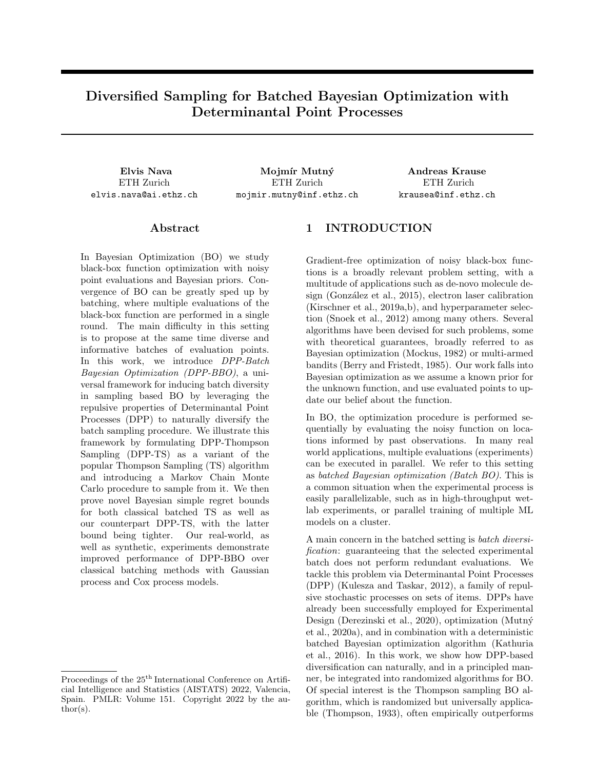# Diversified Sampling for Batched Bayesian Optimization with Determinantal Point Processes

**Elvis Nava**
ETH Zurich
elvis.nava@ai.ethz.ch

**Mojmír Mutný**
ETH Zurich
mojmir.mutny@inf.ethz.ch

**Andreas Krause**
ETH Zurich
krausea@inf.ethz.ch

## Abstract

In Bayesian Optimization (BO) we study black-box function optimization with noisy point evaluations and Bayesian priors. Convergence of BO can be greatly sped up by batching, where multiple evaluations of the black-box function are performed in a single round. The main difficulty in this setting is to propose at the same time diverse and informative batches of evaluation points. In this work, we introduce *DPP-Batch Bayesian Optimization (DPP-BBO)*, a universal framework for inducing batch diversity in sampling based BO by leveraging the repulsive properties of Determinantal Point Processes (DPP) to naturally diversify the batch sampling procedure. We illustrate this framework by formulating DPP-Thompson Sampling (DPP-TS) as a variant of the popular Thompson Sampling (TS) algorithm and introducing a Markov Chain Monte Carlo procedure to sample from it. We then prove novel Bayesian simple regret bounds for both classical batched TS as well as our counterpart DPP-TS, with the latter bound being tighter. Our real-world, as well as synthetic, experiments demonstrate improved performance of DPP-BBO over classical batching methods with Gaussian process and Cox process models.

## 1 INTRODUCTION

Gradient-free optimization of noisy black-box functions is a broadly relevant problem setting, with a multitude of applications such as de-novo molecule design (González et al., 2015), electron laser calibration (Kirschner et al., 2019a,b), and hyperparameter selection (Snoek et al., 2012) among many others. Several algorithms have been devised for such problems, some with theoretical guarantees, broadly referred to as Bayesian optimization (Mockus, 1982) or multi-armed bandits (Berry and Fristedt, 1985). Our work falls into Bayesian optimization as we assume a known prior for the unknown function, and use evaluated points to update our belief about the function.

In BO, the optimization procedure is performed sequentially by evaluating the noisy function on locations informed by past observations. In many real world applications, multiple evaluations (experiments) can be executed in parallel. We refer to this setting as *batched Bayesian optimization (Batch BO)*. This is a common situation when the experimental process is easily parallelizable, such as in high-throughput wet-lab experiments, or parallel training of multiple ML models on a cluster.

A main concern in the batched setting is *batch diversification*: guaranteeing that the selected experimental batch does not perform redundant evaluations. We tackle this problem via Determinantal Point Processes (DPP) (Kulesza and Taskar, 2012), a family of repulsive stochastic processes on sets of items. DPPs have already been successfully employed for Experimental Design (Derezinski et al., 2020), optimization (Mutný et al., 2020a), and in combination with a deterministic batched Bayesian optimization algorithm (Kathuria et al., 2016). In this work, we show how DPP-based diversification can naturally, and in a principled manner, be integrated into randomized algorithms for BO. Of special interest is the Thompson sampling BO algorithm, which is randomized but universally applicable (Thompson, 1933), often empirically outperforms

Proceedings of the 25[th] International Conference on Artificial Intelligence and Statistics (AISTATS) 2022, Valencia, Spain. PMLR: Volume 151. Copyright 2022 by the author(s).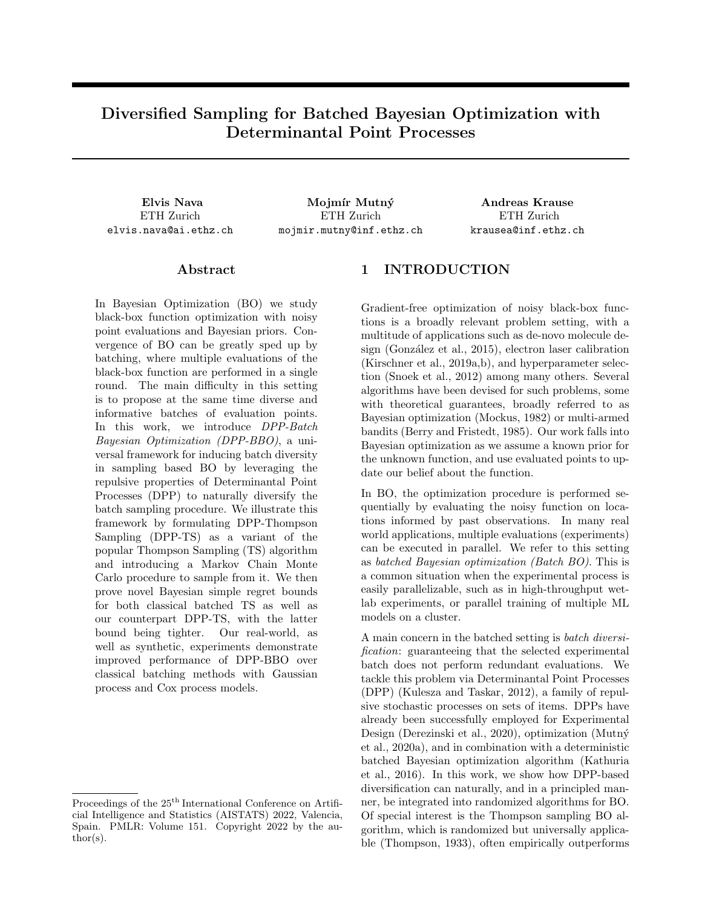# Diversified Sampling for Batched Bayesian Optimization with Determinantal Point Processes

**Elvis Nava**
ETH Zurich
elvis.nava@ai.ethz.ch

**Mojmír Mutný**
ETH Zurich
mojmir.mutny@inf.ethz.ch

**Andreas Krause**
ETH Zurich
krausea@inf.ethz.ch

## Abstract

In Bayesian Optimization (BO) we study black-box function optimization with noisy point evaluations and Bayesian priors. Convergence of BO can be greatly sped up by batching, where multiple evaluations of the black-box function are performed in a single round. The main difficulty in this setting is to propose at the same time diverse and informative batches of evaluation points. In this work, we introduce *DPP-Batch Bayesian Optimization (DPP-BBO)*, a universal framework for inducing batch diversity in sampling based BO by leveraging the repulsive properties of Determinantal Point Processes (DPP) to naturally diversify the batch sampling procedure. We illustrate this framework by formulating DPP-Thompson Sampling (DPP-TS) as a variant of the popular Thompson Sampling (TS) algorithm and introducing a Markov Chain Monte Carlo procedure to sample from it. We then prove novel Bayesian simple regret bounds for both classical batched TS as well as our counterpart DPP-TS, with the latter bound being tighter. Our real-world, as well as synthetic, experiments demonstrate improved performance of DPP-BBO over classical batching methods with Gaussian process and Cox process models.

## 1 INTRODUCTION

Gradient-free optimization of noisy black-box functions is a broadly relevant problem setting, with a multitude of applications such as de-novo molecule design (González et al., 2015), electron laser calibration (Kirschner et al., 2019a,b), and hyperparameter selection (Snoek et al., 2012) among many others. Several algorithms have been devised for such problems, some with theoretical guarantees, broadly referred to as Bayesian optimization (Mockus, 1982) or multi-armed bandits (Berry and Fristedt, 1985). Our work falls into Bayesian optimization as we assume a known prior for the unknown function, and use evaluated points to update our belief about the function.

In BO, the optimization procedure is performed sequentially by evaluating the noisy function on locations informed by past observations. In many real world applications, multiple evaluations (experiments) can be executed in parallel. We refer to this setting as *batched Bayesian optimization (Batch BO)*. This is a common situation when the experimental process is easily parallelizable, such as in high-throughput wet-lab experiments, or parallel training of multiple ML models on a cluster.

A main concern in the batched setting is *batch diversification*: guaranteeing that the selected experimental batch does not perform redundant evaluations. We tackle this problem via Determinantal Point Processes (DPP) (Kulesza and Taskar, 2012), a family of repulsive stochastic processes on sets of items. DPPs have already been successfully employed for Experimental Design (Derezinski et al., 2020), optimization (Mutný et al., 2020a), and in combination with a deterministic batched Bayesian optimization algorithm (Kathuria et al., 2016). In this work, we show how DPP-based diversification can naturally, and in a principled manner, be integrated into randomized algorithms for BO. Of special interest is the Thompson sampling BO algorithm, which is randomized but universally applicable (Thompson, 1933), often empirically outperforms

Proceedings of the 25[th] International Conference on Artificial Intelligence and Statistics (AISTATS) 2022, Valencia, Spain. PMLR: Volume 151. Copyright 2022 by the author(s).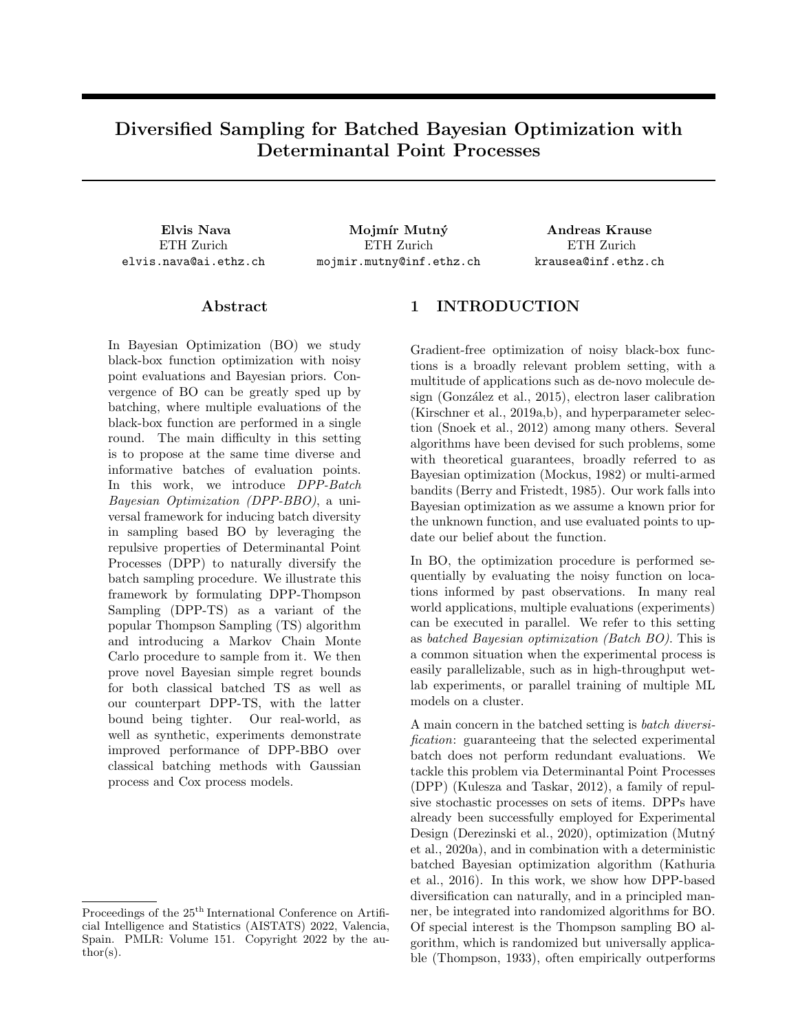# Diversified Sampling for Batched Bayesian Optimization with Determinantal Point Processes

**Elvis Nava**
ETH Zurich
elvis.nava@ai.ethz.ch

**Mojmír Mutný**
ETH Zurich
mojmir.mutny@inf.ethz.ch

**Andreas Krause**
ETH Zurich
krausea@inf.ethz.ch

## Abstract

In Bayesian Optimization (BO) we study black-box function optimization with noisy point evaluations and Bayesian priors. Convergence of BO can be greatly sped up by batching, where multiple evaluations of the black-box function are performed in a single round. The main difficulty in this setting is to propose at the same time diverse and informative batches of evaluation points. In this work, we introduce *DPP-Batch Bayesian Optimization (DPP-BBO)*, a universal framework for inducing batch diversity in sampling based BO by leveraging the repulsive properties of Determinantal Point Processes (DPP) to naturally diversify the batch sampling procedure. We illustrate this framework by formulating DPP-Thompson Sampling (DPP-TS) as a variant of the popular Thompson Sampling (TS) algorithm and introducing a Markov Chain Monte Carlo procedure to sample from it. We then prove novel Bayesian simple regret bounds for both classical batched TS as well as our counterpart DPP-TS, with the latter bound being tighter. Our real-world, as well as synthetic, experiments demonstrate improved performance of DPP-BBO over classical batching methods with Gaussian process and Cox process models.

## 1 INTRODUCTION

Gradient-free optimization of noisy black-box functions is a broadly relevant problem setting, with a multitude of applications such as de-novo molecule design (González et al., 2015), electron laser calibration (Kirschner et al., 2019a,b), and hyperparameter selection (Snoek et al., 2012) among many others. Several algorithms have been devised for such problems, some with theoretical guarantees, broadly referred to as Bayesian optimization (Mockus, 1982) or multi-armed bandits (Berry and Fristedt, 1985). Our work falls into Bayesian optimization as we assume a known prior for the unknown function, and use evaluated points to update our belief about the function.

In BO, the optimization procedure is performed sequentially by evaluating the noisy function on locations informed by past observations. In many real world applications, multiple evaluations (experiments) can be executed in parallel. We refer to this setting as *batched Bayesian optimization (Batch BO)*. This is a common situation when the experimental process is easily parallelizable, such as in high-throughput wet-lab experiments, or parallel training of multiple ML models on a cluster.

A main concern in the batched setting is *batch diversification*: guaranteeing that the selected experimental batch does not perform redundant evaluations. We tackle this problem via Determinantal Point Processes (DPP) (Kulesza and Taskar, 2012), a family of repulsive stochastic processes on sets of items. DPPs have already been successfully employed for Experimental Design (Derezinski et al., 2020), optimization (Mutný et al., 2020a), and in combination with a deterministic batched Bayesian optimization algorithm (Kathuria et al., 2016). In this work, we show how DPP-based diversification can naturally, and in a principled manner, be integrated into randomized algorithms for BO. Of special interest is the Thompson sampling BO algorithm, which is randomized but universally applicable (Thompson, 1933), often empirically outperforms

Proceedings of the 25[th] International Conference on Artificial Intelligence and Statistics (AISTATS) 2022, Valencia, Spain. PMLR: Volume 151. Copyright 2022 by the author(s).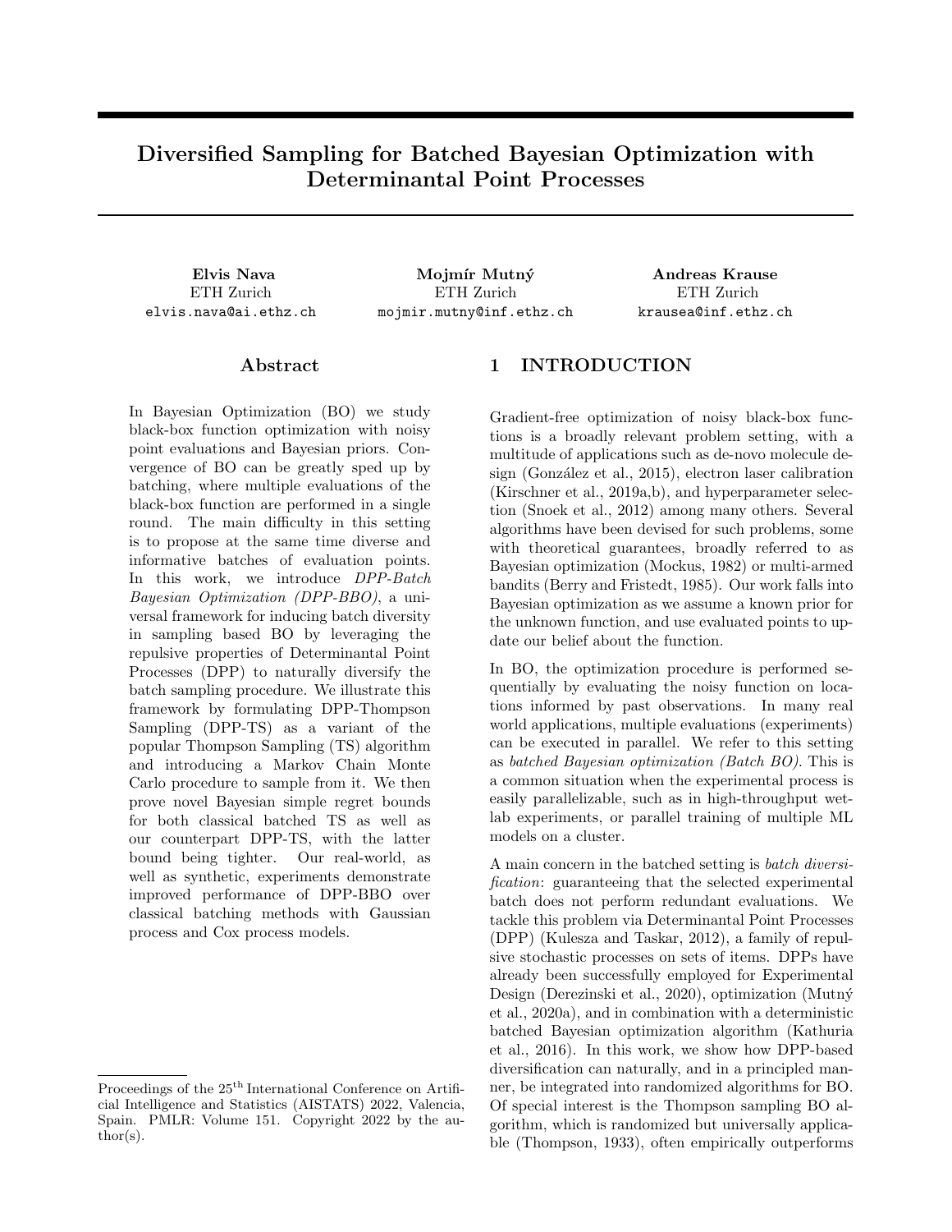# Diversified Sampling for Batched Bayesian Optimization with Determinantal Point Processes

**Elvis Nava**
ETH Zurich
elvis.nava@ai.ethz.ch

**Mojmír Mutný**
ETH Zurich
mojmir.mutny@inf.ethz.ch

**Andreas Krause**
ETH Zurich
krausea@inf.ethz.ch

## Abstract

In Bayesian Optimization (BO) we study black-box function optimization with noisy point evaluations and Bayesian priors. Convergence of BO can be greatly sped up by batching, where multiple evaluations of the black-box function are performed in a single round. The main difficulty in this setting is to propose at the same time diverse and informative batches of evaluation points. In this work, we introduce *DPP-Batch Bayesian Optimization (DPP-BBO)*, a universal framework for inducing batch diversity in sampling based BO by leveraging the repulsive properties of Determinantal Point Processes (DPP) to naturally diversify the batch sampling procedure. We illustrate this framework by formulating DPP-Thompson Sampling (DPP-TS) as a variant of the popular Thompson Sampling (TS) algorithm and introducing a Markov Chain Monte Carlo procedure to sample from it. We then prove novel Bayesian simple regret bounds for both classical batched TS as well as our counterpart DPP-TS, with the latter bound being tighter. Our real-world, as well as synthetic, experiments demonstrate improved performance of DPP-BBO over classical batching methods with Gaussian process and Cox process models.

## 1 INTRODUCTION

Gradient-free optimization of noisy black-box functions is a broadly relevant problem setting, with a multitude of applications such as de-novo molecule design (González et al., 2015), electron laser calibration (Kirschner et al., 2019a,b), and hyperparameter selection (Snoek et al., 2012) among many others. Several algorithms have been devised for such problems, some with theoretical guarantees, broadly referred to as Bayesian optimization (Mockus, 1982) or multi-armed bandits (Berry and Fristedt, 1985). Our work falls into Bayesian optimization as we assume a known prior for the unknown function, and use evaluated points to update our belief about the function.

In BO, the optimization procedure is performed sequentially by evaluating the noisy function on locations informed by past observations. In many real world applications, multiple evaluations (experiments) can be executed in parallel. We refer to this setting as *batched Bayesian optimization (Batch BO)*. This is a common situation when the experimental process is easily parallelizable, such as in high-throughput wet-lab experiments, or parallel training of multiple ML models on a cluster.

A main concern in the batched setting is *batch diversification*: guaranteeing that the selected experimental batch does not perform redundant evaluations. We tackle this problem via Determinantal Point Processes (DPP) (Kulesza and Taskar, 2012), a family of repulsive stochastic processes on sets of items. DPPs have already been successfully employed for Experimental Design (Derezinski et al., 2020), optimization (Mutný et al., 2020a), and in combination with a deterministic batched Bayesian optimization algorithm (Kathuria et al., 2016). In this work, we show how DPP-based diversification can naturally, and in a principled manner, be integrated into randomized algorithms for BO. Of special interest is the Thompson sampling BO algorithm, which is randomized but universally applicable (Thompson, 1933), often empirically outperforms

Proceedings of the 25[th] International Conference on Artificial Intelligence and Statistics (AISTATS) 2022, Valencia, Spain. PMLR: Volume 151. Copyright 2022 by the author(s).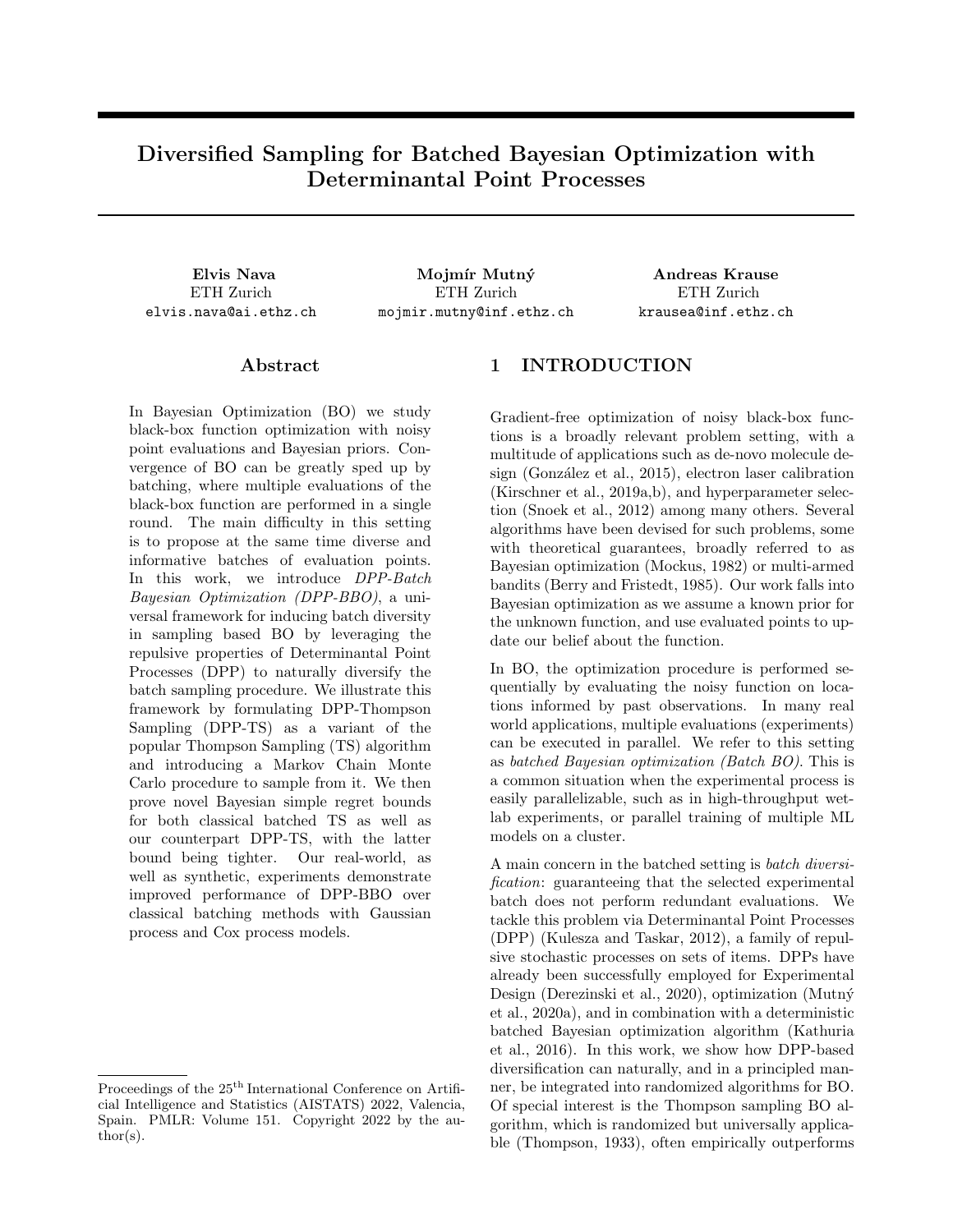# Diversified Sampling for Batched Bayesian Optimization with Determinantal Point Processes

**Elvis Nava**
ETH Zurich
elvis.nava@ai.ethz.ch

**Mojmír Mutný**
ETH Zurich
mojmir.mutny@inf.ethz.ch

**Andreas Krause**
ETH Zurich
krausea@inf.ethz.ch

## Abstract

In Bayesian Optimization (BO) we study black-box function optimization with noisy point evaluations and Bayesian priors. Convergence of BO can be greatly sped up by batching, where multiple evaluations of the black-box function are performed in a single round. The main difficulty in this setting is to propose at the same time diverse and informative batches of evaluation points. In this work, we introduce *DPP-Batch Bayesian Optimization (DPP-BBO)*, a universal framework for inducing batch diversity in sampling based BO by leveraging the repulsive properties of Determinantal Point Processes (DPP) to naturally diversify the batch sampling procedure. We illustrate this framework by formulating DPP-Thompson Sampling (DPP-TS) as a variant of the popular Thompson Sampling (TS) algorithm and introducing a Markov Chain Monte Carlo procedure to sample from it. We then prove novel Bayesian simple regret bounds for both classical batched TS as well as our counterpart DPP-TS, with the latter bound being tighter. Our real-world, as well as synthetic, experiments demonstrate improved performance of DPP-BBO over classical batching methods with Gaussian process and Cox process models.

## 1 INTRODUCTION

Gradient-free optimization of noisy black-box functions is a broadly relevant problem setting, with a multitude of applications such as de-novo molecule design (González et al., 2015), electron laser calibration (Kirschner et al., 2019a,b), and hyperparameter selection (Snoek et al., 2012) among many others. Several algorithms have been devised for such problems, some with theoretical guarantees, broadly referred to as Bayesian optimization (Mockus, 1982) or multi-armed bandits (Berry and Fristedt, 1985). Our work falls into Bayesian optimization as we assume a known prior for the unknown function, and use evaluated points to update our belief about the function.

In BO, the optimization procedure is performed sequentially by evaluating the noisy function on locations informed by past observations. In many real world applications, multiple evaluations (experiments) can be executed in parallel. We refer to this setting as *batched Bayesian optimization (Batch BO)*. This is a common situation when the experimental process is easily parallelizable, such as in high-throughput wet-lab experiments, or parallel training of multiple ML models on a cluster.

A main concern in the batched setting is *batch diversification*: guaranteeing that the selected experimental batch does not perform redundant evaluations. We tackle this problem via Determinantal Point Processes (DPP) (Kulesza and Taskar, 2012), a family of repulsive stochastic processes on sets of items. DPPs have already been successfully employed for Experimental Design (Derezinski et al., 2020), optimization (Mutný et al., 2020a), and in combination with a deterministic batched Bayesian optimization algorithm (Kathuria et al., 2016). In this work, we show how DPP-based diversification can naturally, and in a principled manner, be integrated into randomized algorithms for BO. Of special interest is the Thompson sampling BO algorithm, which is randomized but universally applicable (Thompson, 1933), often empirically outperforms

Proceedings of the 25[th] International Conference on Artificial Intelligence and Statistics (AISTATS) 2022, Valencia, Spain. PMLR: Volume 151. Copyright 2022 by the author(s).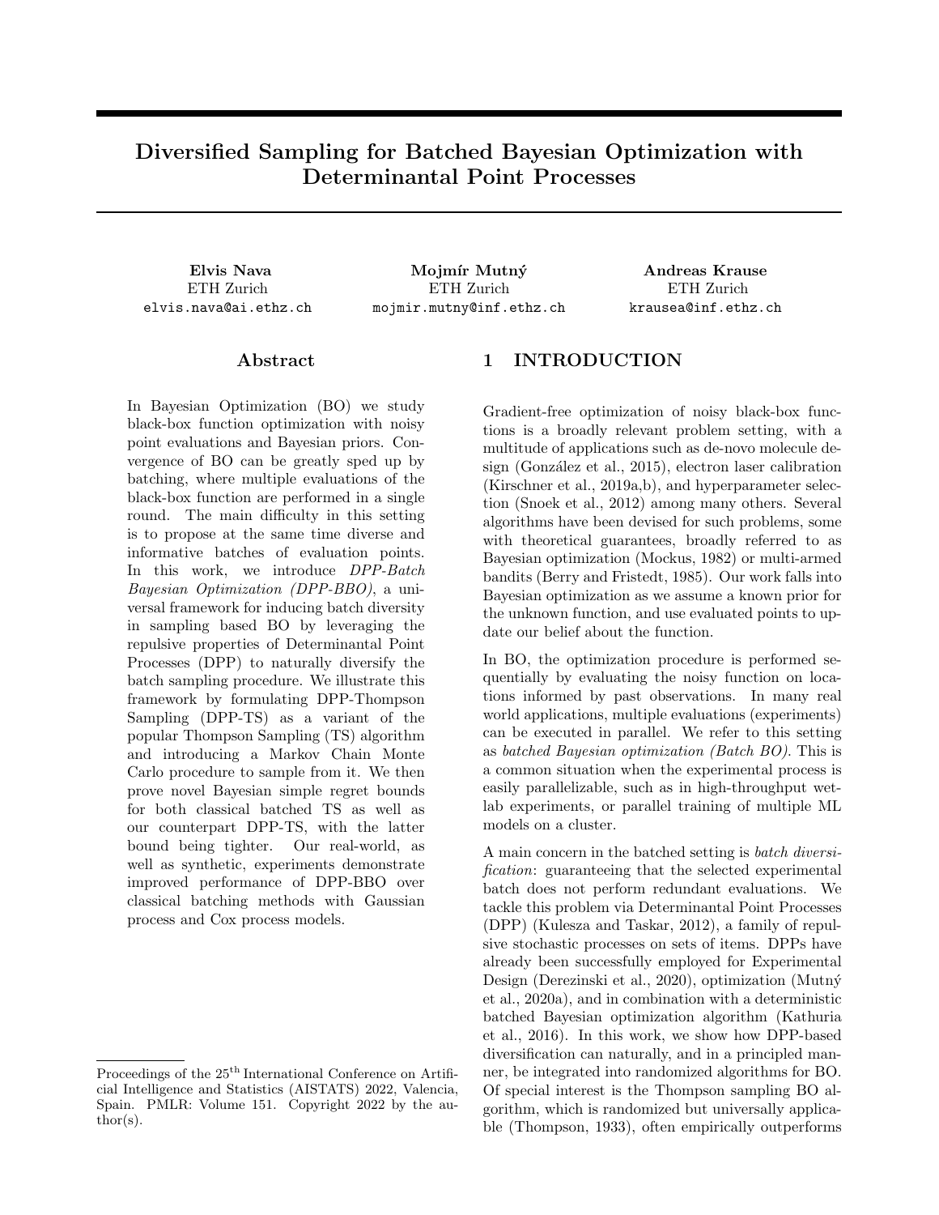# Diversified Sampling for Batched Bayesian Optimization with Determinantal Point Processes

**Elvis Nava**
ETH Zurich
elvis.nava@ai.ethz.ch

**Mojmír Mutný**
ETH Zurich
mojmir.mutny@inf.ethz.ch

**Andreas Krause**
ETH Zurich
krausea@inf.ethz.ch

## Abstract

In Bayesian Optimization (BO) we study black-box function optimization with noisy point evaluations and Bayesian priors. Convergence of BO can be greatly sped up by batching, where multiple evaluations of the black-box function are performed in a single round. The main difficulty in this setting is to propose at the same time diverse and informative batches of evaluation points. In this work, we introduce *DPP-Batch Bayesian Optimization (DPP-BBO)*, a universal framework for inducing batch diversity in sampling based BO by leveraging the repulsive properties of Determinantal Point Processes (DPP) to naturally diversify the batch sampling procedure. We illustrate this framework by formulating DPP-Thompson Sampling (DPP-TS) as a variant of the popular Thompson Sampling (TS) algorithm and introducing a Markov Chain Monte Carlo procedure to sample from it. We then prove novel Bayesian simple regret bounds for both classical batched TS as well as our counterpart DPP-TS, with the latter bound being tighter. Our real-world, as well as synthetic, experiments demonstrate improved performance of DPP-BBO over classical batching methods with Gaussian process and Cox process models.

## 1 INTRODUCTION

Gradient-free optimization of noisy black-box functions is a broadly relevant problem setting, with a multitude of applications such as de-novo molecule design (González et al., 2015), electron laser calibration (Kirschner et al., 2019a,b), and hyperparameter selection (Snoek et al., 2012) among many others. Several algorithms have been devised for such problems, some with theoretical guarantees, broadly referred to as Bayesian optimization (Mockus, 1982) or multi-armed bandits (Berry and Fristedt, 1985). Our work falls into Bayesian optimization as we assume a known prior for the unknown function, and use evaluated points to update our belief about the function.

In BO, the optimization procedure is performed sequentially by evaluating the noisy function on locations informed by past observations. In many real world applications, multiple evaluations (experiments) can be executed in parallel. We refer to this setting as *batched Bayesian optimization (Batch BO)*. This is a common situation when the experimental process is easily parallelizable, such as in high-throughput wet-lab experiments, or parallel training of multiple ML models on a cluster.

A main concern in the batched setting is *batch diversification*: guaranteeing that the selected experimental batch does not perform redundant evaluations. We tackle this problem via Determinantal Point Processes (DPP) (Kulesza and Taskar, 2012), a family of repulsive stochastic processes on sets of items. DPPs have already been successfully employed for Experimental Design (Derezinski et al., 2020), optimization (Mutný et al., 2020a), and in combination with a deterministic batched Bayesian optimization algorithm (Kathuria et al., 2016). In this work, we show how DPP-based diversification can naturally, and in a principled manner, be integrated into randomized algorithms for BO. Of special interest is the Thompson sampling BO algorithm, which is randomized but universally applicable (Thompson, 1933), often empirically outperforms

Proceedings of the 25[th] International Conference on Artificial Intelligence and Statistics (AISTATS) 2022, Valencia, Spain. PMLR: Volume 151. Copyright 2022 by the author(s).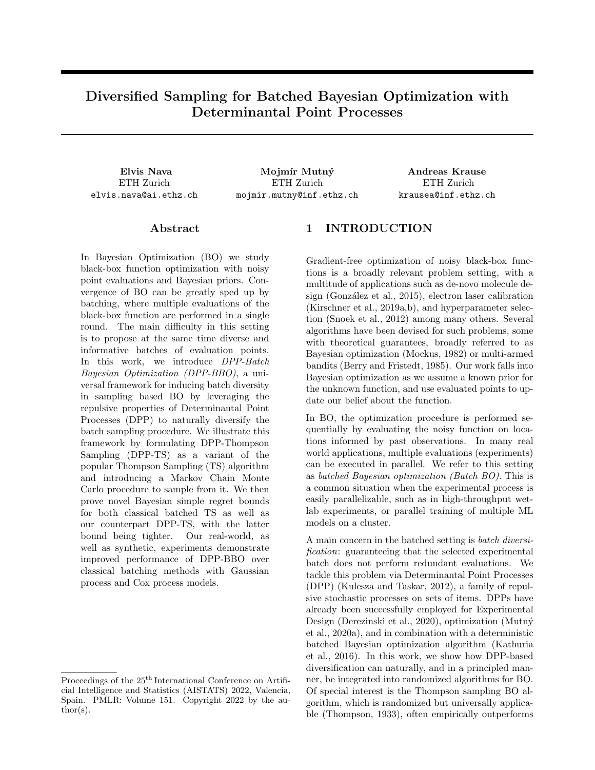# Diversified Sampling for Batched Bayesian Optimization with Determinantal Point Processes

**Elvis Nava**
ETH Zurich
elvis.nava@ai.ethz.ch

**Mojmír Mutný**
ETH Zurich
mojmir.mutny@inf.ethz.ch

**Andreas Krause**
ETH Zurich
krausea@inf.ethz.ch

## Abstract

In Bayesian Optimization (BO) we study black-box function optimization with noisy point evaluations and Bayesian priors. Convergence of BO can be greatly sped up by batching, where multiple evaluations of the black-box function are performed in a single round. The main difficulty in this setting is to propose at the same time diverse and informative batches of evaluation points. In this work, we introduce *DPP-Batch Bayesian Optimization (DPP-BBO)*, a universal framework for inducing batch diversity in sampling based BO by leveraging the repulsive properties of Determinantal Point Processes (DPP) to naturally diversify the batch sampling procedure. We illustrate this framework by formulating DPP-Thompson Sampling (DPP-TS) as a variant of the popular Thompson Sampling (TS) algorithm and introducing a Markov Chain Monte Carlo procedure to sample from it. We then prove novel Bayesian simple regret bounds for both classical batched TS as well as our counterpart DPP-TS, with the latter bound being tighter. Our real-world, as well as synthetic, experiments demonstrate improved performance of DPP-BBO over classical batching methods with Gaussian process and Cox process models.

## 1 INTRODUCTION

Gradient-free optimization of noisy black-box functions is a broadly relevant problem setting, with a multitude of applications such as de-novo molecule design (González et al., 2015), electron laser calibration (Kirschner et al., 2019a,b), and hyperparameter selection (Snoek et al., 2012) among many others. Several algorithms have been devised for such problems, some with theoretical guarantees, broadly referred to as Bayesian optimization (Mockus, 1982) or multi-armed bandits (Berry and Fristedt, 1985). Our work falls into Bayesian optimization as we assume a known prior for the unknown function, and use evaluated points to update our belief about the function.

In BO, the optimization procedure is performed sequentially by evaluating the noisy function on locations informed by past observations. In many real world applications, multiple evaluations (experiments) can be executed in parallel. We refer to this setting as *batched Bayesian optimization (Batch BO)*. This is a common situation when the experimental process is easily parallelizable, such as in high-throughput wet-lab experiments, or parallel training of multiple ML models on a cluster.

A main concern in the batched setting is *batch diversification*: guaranteeing that the selected experimental batch does not perform redundant evaluations. We tackle this problem via Determinantal Point Processes (DPP) (Kulesza and Taskar, 2012), a family of repulsive stochastic processes on sets of items. DPPs have already been successfully employed for Experimental Design (Derezinski et al., 2020), optimization (Mutný et al., 2020a), and in combination with a deterministic batched Bayesian optimization algorithm (Kathuria et al., 2016). In this work, we show how DPP-based diversification can naturally, and in a principled manner, be integrated into randomized algorithms for BO. Of special interest is the Thompson sampling BO algorithm, which is randomized but universally applicable (Thompson, 1933), often empirically outperforms

Proceedings of the 25[th] International Conference on Artificial Intelligence and Statistics (AISTATS) 2022, Valencia, Spain. PMLR: Volume 151. Copyright 2022 by the author(s).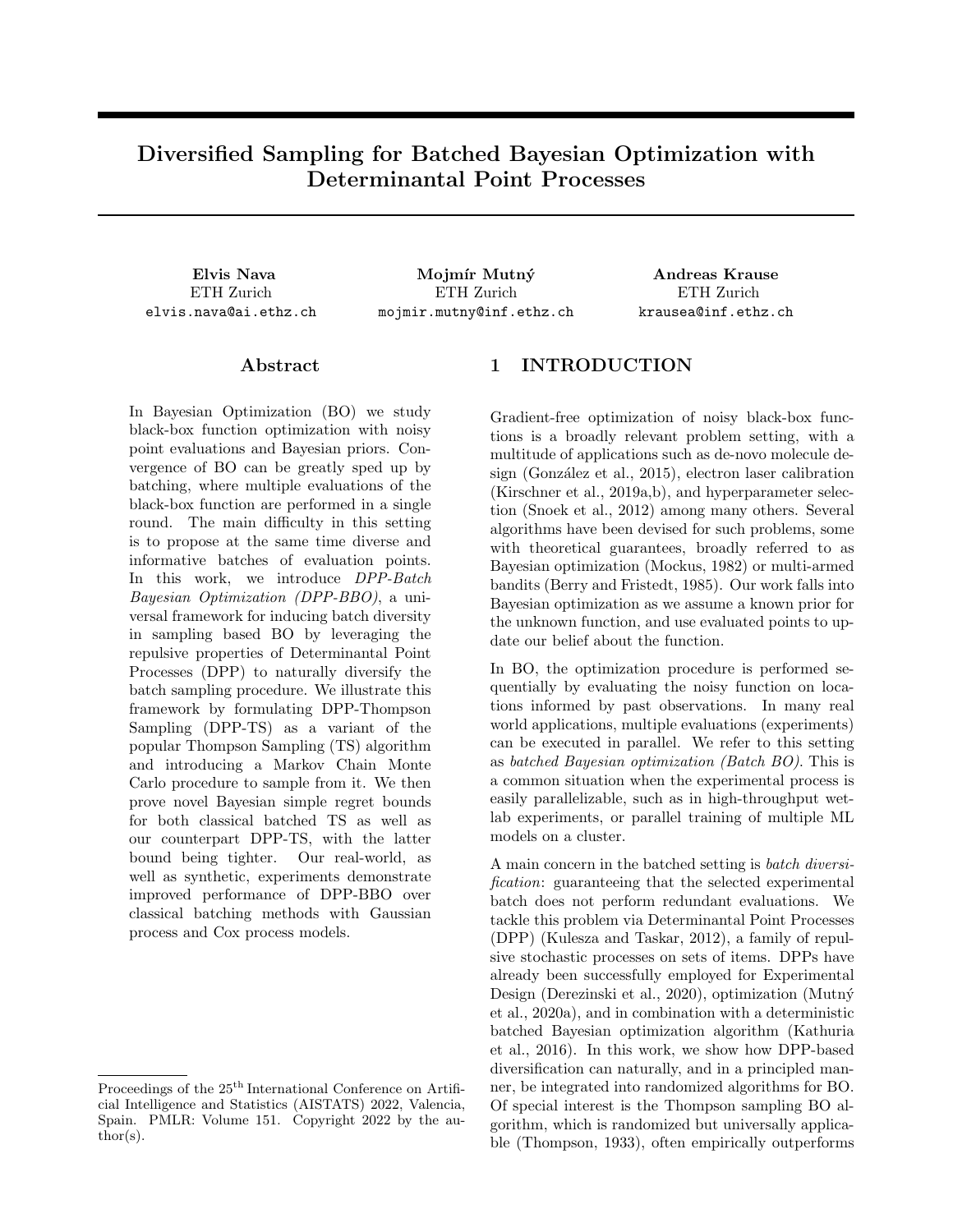# Diversified Sampling for Batched Bayesian Optimization with Determinantal Point Processes

**Elvis Nava**
ETH Zurich
elvis.nava@ai.ethz.ch

**Mojmír Mutný**
ETH Zurich
mojmir.mutny@inf.ethz.ch

**Andreas Krause**
ETH Zurich
krausea@inf.ethz.ch

## Abstract

In Bayesian Optimization (BO) we study black-box function optimization with noisy point evaluations and Bayesian priors. Convergence of BO can be greatly sped up by batching, where multiple evaluations of the black-box function are performed in a single round. The main difficulty in this setting is to propose at the same time diverse and informative batches of evaluation points. In this work, we introduce *DPP-Batch Bayesian Optimization (DPP-BBO)*, a universal framework for inducing batch diversity in sampling based BO by leveraging the repulsive properties of Determinantal Point Processes (DPP) to naturally diversify the batch sampling procedure. We illustrate this framework by formulating DPP-Thompson Sampling (DPP-TS) as a variant of the popular Thompson Sampling (TS) algorithm and introducing a Markov Chain Monte Carlo procedure to sample from it. We then prove novel Bayesian simple regret bounds for both classical batched TS as well as our counterpart DPP-TS, with the latter bound being tighter. Our real-world, as well as synthetic, experiments demonstrate improved performance of DPP-BBO over classical batching methods with Gaussian process and Cox process models.

## 1 INTRODUCTION

Gradient-free optimization of noisy black-box functions is a broadly relevant problem setting, with a multitude of applications such as de-novo molecule design (González et al., 2015), electron laser calibration (Kirschner et al., 2019a,b), and hyperparameter selection (Snoek et al., 2012) among many others. Several algorithms have been devised for such problems, some with theoretical guarantees, broadly referred to as Bayesian optimization (Mockus, 1982) or multi-armed bandits (Berry and Fristedt, 1985). Our work falls into Bayesian optimization as we assume a known prior for the unknown function, and use evaluated points to update our belief about the function.

In BO, the optimization procedure is performed sequentially by evaluating the noisy function on locations informed by past observations. In many real world applications, multiple evaluations (experiments) can be executed in parallel. We refer to this setting as *batched Bayesian optimization (Batch BO)*. This is a common situation when the experimental process is easily parallelizable, such as in high-throughput wet-lab experiments, or parallel training of multiple ML models on a cluster.

A main concern in the batched setting is *batch diversification*: guaranteeing that the selected experimental batch does not perform redundant evaluations. We tackle this problem via Determinantal Point Processes (DPP) (Kulesza and Taskar, 2012), a family of repulsive stochastic processes on sets of items. DPPs have already been successfully employed for Experimental Design (Derezinski et al., 2020), optimization (Mutný et al., 2020a), and in combination with a deterministic batched Bayesian optimization algorithm (Kathuria et al., 2016). In this work, we show how DPP-based diversification can naturally, and in a principled manner, be integrated into randomized algorithms for BO. Of special interest is the Thompson sampling BO algorithm, which is randomized but universally applicable (Thompson, 1933), often empirically outperforms

Proceedings of the 25[th] International Conference on Artificial Intelligence and Statistics (AISTATS) 2022, Valencia, Spain. PMLR: Volume 151. Copyright 2022 by the author(s).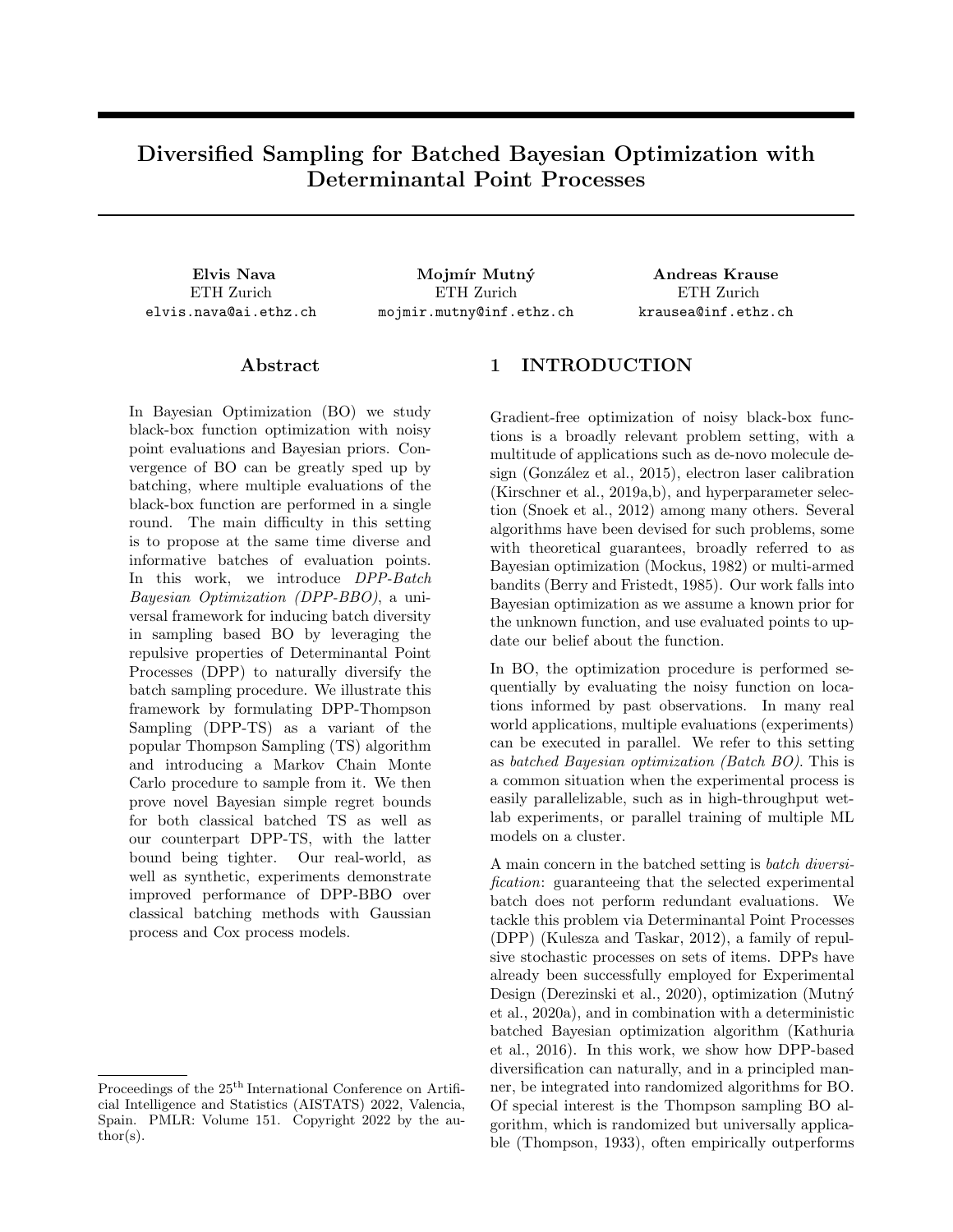# Diversified Sampling for Batched Bayesian Optimization with Determinantal Point Processes

**Elvis Nava**
ETH Zurich
elvis.nava@ai.ethz.ch

**Mojmír Mutný**
ETH Zurich
mojmir.mutny@inf.ethz.ch

**Andreas Krause**
ETH Zurich
krausea@inf.ethz.ch

## Abstract

In Bayesian Optimization (BO) we study black-box function optimization with noisy point evaluations and Bayesian priors. Convergence of BO can be greatly sped up by batching, where multiple evaluations of the black-box function are performed in a single round. The main difficulty in this setting is to propose at the same time diverse and informative batches of evaluation points. In this work, we introduce *DPP-Batch Bayesian Optimization (DPP-BBO)*, a universal framework for inducing batch diversity in sampling based BO by leveraging the repulsive properties of Determinantal Point Processes (DPP) to naturally diversify the batch sampling procedure. We illustrate this framework by formulating DPP-Thompson Sampling (DPP-TS) as a variant of the popular Thompson Sampling (TS) algorithm and introducing a Markov Chain Monte Carlo procedure to sample from it. We then prove novel Bayesian simple regret bounds for both classical batched TS as well as our counterpart DPP-TS, with the latter bound being tighter. Our real-world, as well as synthetic, experiments demonstrate improved performance of DPP-BBO over classical batching methods with Gaussian process and Cox process models.

## 1 INTRODUCTION

Gradient-free optimization of noisy black-box functions is a broadly relevant problem setting, with a multitude of applications such as de-novo molecule design (González et al., 2015), electron laser calibration (Kirschner et al., 2019a,b), and hyperparameter selection (Snoek et al., 2012) among many others. Several algorithms have been devised for such problems, some with theoretical guarantees, broadly referred to as Bayesian optimization (Mockus, 1982) or multi-armed bandits (Berry and Fristedt, 1985). Our work falls into Bayesian optimization as we assume a known prior for the unknown function, and use evaluated points to update our belief about the function.

In BO, the optimization procedure is performed sequentially by evaluating the noisy function on locations informed by past observations. In many real world applications, multiple evaluations (experiments) can be executed in parallel. We refer to this setting as *batched Bayesian optimization (Batch BO)*. This is a common situation when the experimental process is easily parallelizable, such as in high-throughput wet-lab experiments, or parallel training of multiple ML models on a cluster.

A main concern in the batched setting is *batch diversification*: guaranteeing that the selected experimental batch does not perform redundant evaluations. We tackle this problem via Determinantal Point Processes (DPP) (Kulesza and Taskar, 2012), a family of repulsive stochastic processes on sets of items. DPPs have already been successfully employed for Experimental Design (Derezinski et al., 2020), optimization (Mutný et al., 2020a), and in combination with a deterministic batched Bayesian optimization algorithm (Kathuria et al., 2016). In this work, we show how DPP-based diversification can naturally, and in a principled manner, be integrated into randomized algorithms for BO. Of special interest is the Thompson sampling BO algorithm, which is randomized but universally applicable (Thompson, 1933), often empirically outperforms

Proceedings of the 25[th] International Conference on Artificial Intelligence and Statistics (AISTATS) 2022, Valencia, Spain. PMLR: Volume 151. Copyright 2022 by the author(s).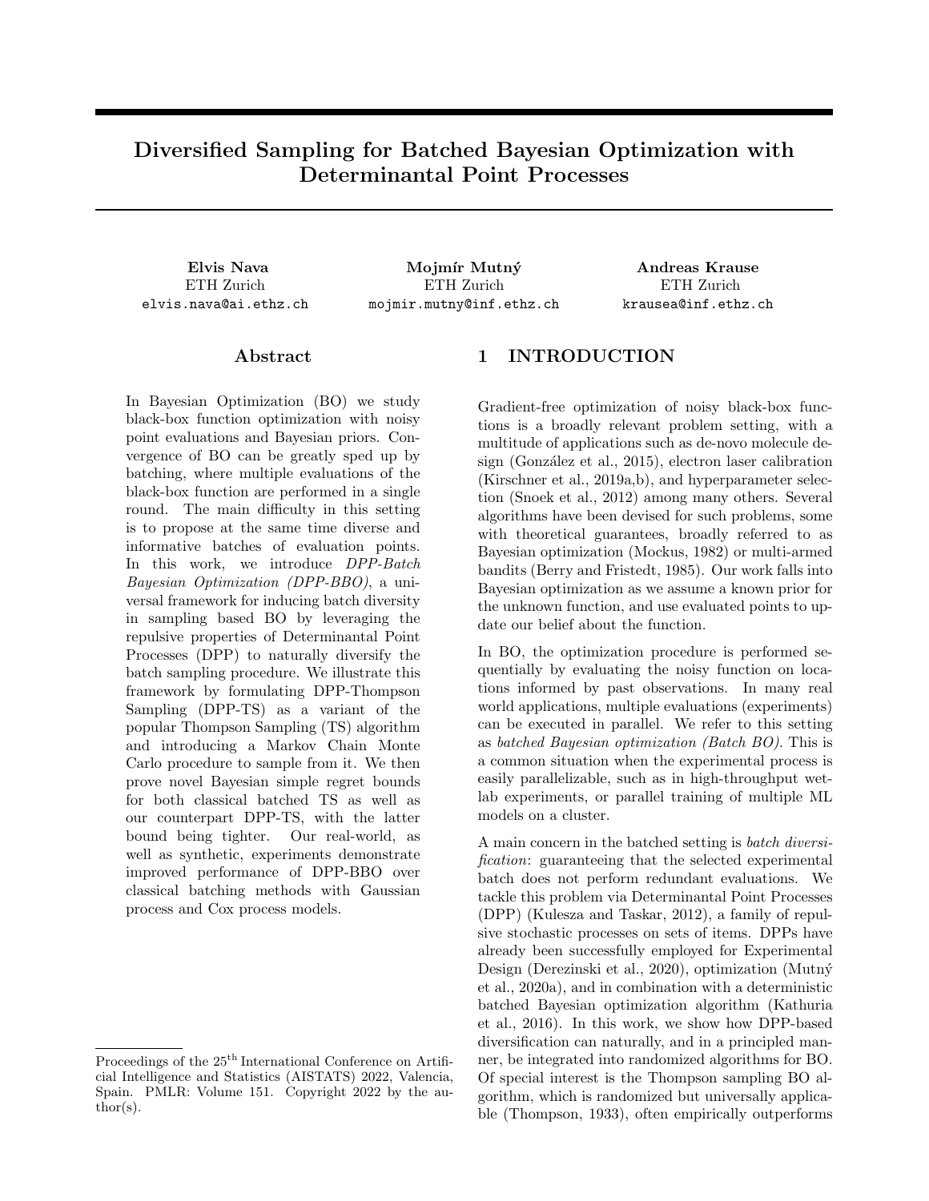# Diversified Sampling for Batched Bayesian Optimization with Determinantal Point Processes

**Elvis Nava**
ETH Zurich
elvis.nava@ai.ethz.ch

**Mojmír Mutný**
ETH Zurich
mojmir.mutny@inf.ethz.ch

**Andreas Krause**
ETH Zurich
krausea@inf.ethz.ch

## Abstract

In Bayesian Optimization (BO) we study black-box function optimization with noisy point evaluations and Bayesian priors. Convergence of BO can be greatly sped up by batching, where multiple evaluations of the black-box function are performed in a single round. The main difficulty in this setting is to propose at the same time diverse and informative batches of evaluation points. In this work, we introduce *DPP-Batch Bayesian Optimization (DPP-BBO)*, a universal framework for inducing batch diversity in sampling based BO by leveraging the repulsive properties of Determinantal Point Processes (DPP) to naturally diversify the batch sampling procedure. We illustrate this framework by formulating DPP-Thompson Sampling (DPP-TS) as a variant of the popular Thompson Sampling (TS) algorithm and introducing a Markov Chain Monte Carlo procedure to sample from it. We then prove novel Bayesian simple regret bounds for both classical batched TS as well as our counterpart DPP-TS, with the latter bound being tighter. Our real-world, as well as synthetic, experiments demonstrate improved performance of DPP-BBO over classical batching methods with Gaussian process and Cox process models.

## 1 INTRODUCTION

Gradient-free optimization of noisy black-box functions is a broadly relevant problem setting, with a multitude of applications such as de-novo molecule design (González et al., 2015), electron laser calibration (Kirschner et al., 2019a,b), and hyperparameter selection (Snoek et al., 2012) among many others. Several algorithms have been devised for such problems, some with theoretical guarantees, broadly referred to as Bayesian optimization (Mockus, 1982) or multi-armed bandits (Berry and Fristedt, 1985). Our work falls into Bayesian optimization as we assume a known prior for the unknown function, and use evaluated points to update our belief about the function.

In BO, the optimization procedure is performed sequentially by evaluating the noisy function on locations informed by past observations. In many real world applications, multiple evaluations (experiments) can be executed in parallel. We refer to this setting as *batched Bayesian optimization (Batch BO)*. This is a common situation when the experimental process is easily parallelizable, such as in high-throughput wet-lab experiments, or parallel training of multiple ML models on a cluster.

A main concern in the batched setting is *batch diversification*: guaranteeing that the selected experimental batch does not perform redundant evaluations. We tackle this problem via Determinantal Point Processes (DPP) (Kulesza and Taskar, 2012), a family of repulsive stochastic processes on sets of items. DPPs have already been successfully employed for Experimental Design (Derezinski et al., 2020), optimization (Mutný et al., 2020a), and in combination with a deterministic batched Bayesian optimization algorithm (Kathuria et al., 2016). In this work, we show how DPP-based diversification can naturally, and in a principled manner, be integrated into randomized algorithms for BO. Of special interest is the Thompson sampling BO algorithm, which is randomized but universally applicable (Thompson, 1933), often empirically outperforms

Proceedings of the 25[th] International Conference on Artificial Intelligence and Statistics (AISTATS) 2022, Valencia, Spain. PMLR: Volume 151. Copyright 2022 by the author(s).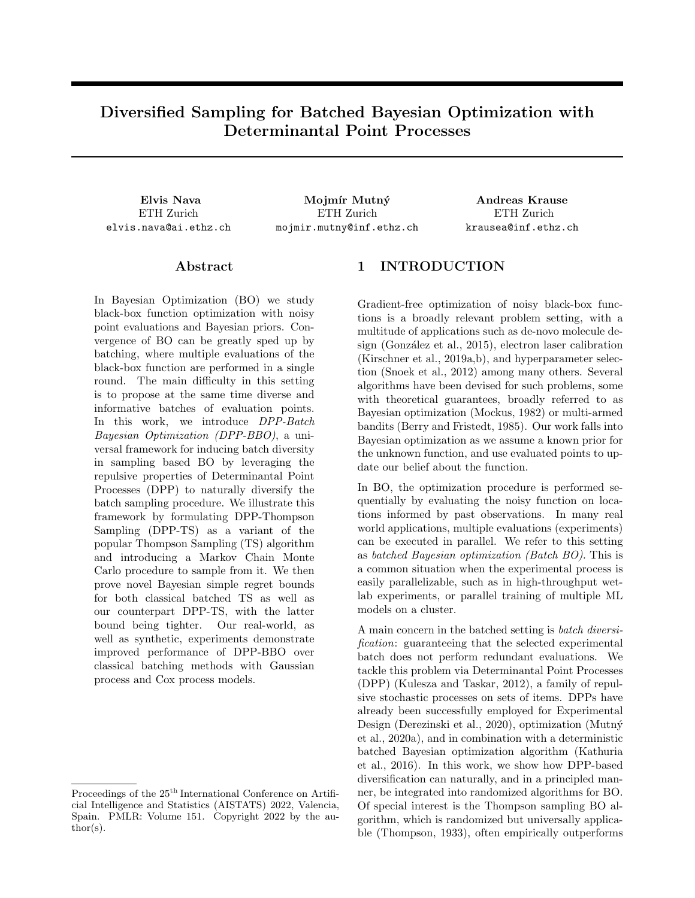# Diversified Sampling for Batched Bayesian Optimization with Determinantal Point Processes

**Elvis Nava**
ETH Zurich
elvis.nava@ai.ethz.ch

**Mojmír Mutný**
ETH Zurich
mojmir.mutny@inf.ethz.ch

**Andreas Krause**
ETH Zurich
krausea@inf.ethz.ch

## Abstract

In Bayesian Optimization (BO) we study black-box function optimization with noisy point evaluations and Bayesian priors. Convergence of BO can be greatly sped up by batching, where multiple evaluations of the black-box function are performed in a single round. The main difficulty in this setting is to propose at the same time diverse and informative batches of evaluation points. In this work, we introduce *DPP-Batch Bayesian Optimization (DPP-BBO)*, a universal framework for inducing batch diversity in sampling based BO by leveraging the repulsive properties of Determinantal Point Processes (DPP) to naturally diversify the batch sampling procedure. We illustrate this framework by formulating DPP-Thompson Sampling (DPP-TS) as a variant of the popular Thompson Sampling (TS) algorithm and introducing a Markov Chain Monte Carlo procedure to sample from it. We then prove novel Bayesian simple regret bounds for both classical batched TS as well as our counterpart DPP-TS, with the latter bound being tighter. Our real-world, as well as synthetic, experiments demonstrate improved performance of DPP-BBO over classical batching methods with Gaussian process and Cox process models.

## 1 INTRODUCTION

Gradient-free optimization of noisy black-box functions is a broadly relevant problem setting, with a multitude of applications such as de-novo molecule design (González et al., 2015), electron laser calibration (Kirschner et al., 2019a,b), and hyperparameter selection (Snoek et al., 2012) among many others. Several algorithms have been devised for such problems, some with theoretical guarantees, broadly referred to as Bayesian optimization (Mockus, 1982) or multi-armed bandits (Berry and Fristedt, 1985). Our work falls into Bayesian optimization as we assume a known prior for the unknown function, and use evaluated points to update our belief about the function.

In BO, the optimization procedure is performed sequentially by evaluating the noisy function on locations informed by past observations. In many real world applications, multiple evaluations (experiments) can be executed in parallel. We refer to this setting as *batched Bayesian optimization (Batch BO)*. This is a common situation when the experimental process is easily parallelizable, such as in high-throughput wet-lab experiments, or parallel training of multiple ML models on a cluster.

A main concern in the batched setting is *batch diversification*: guaranteeing that the selected experimental batch does not perform redundant evaluations. We tackle this problem via Determinantal Point Processes (DPP) (Kulesza and Taskar, 2012), a family of repulsive stochastic processes on sets of items. DPPs have already been successfully employed for Experimental Design (Derezinski et al., 2020), optimization (Mutný et al., 2020a), and in combination with a deterministic batched Bayesian optimization algorithm (Kathuria et al., 2016). In this work, we show how DPP-based diversification can naturally, and in a principled manner, be integrated into randomized algorithms for BO. Of special interest is the Thompson sampling BO algorithm, which is randomized but universally applicable (Thompson, 1933), often empirically outperforms

Proceedings of the 25[th] International Conference on Artificial Intelligence and Statistics (AISTATS) 2022, Valencia, Spain. PMLR: Volume 151. Copyright 2022 by the author(s).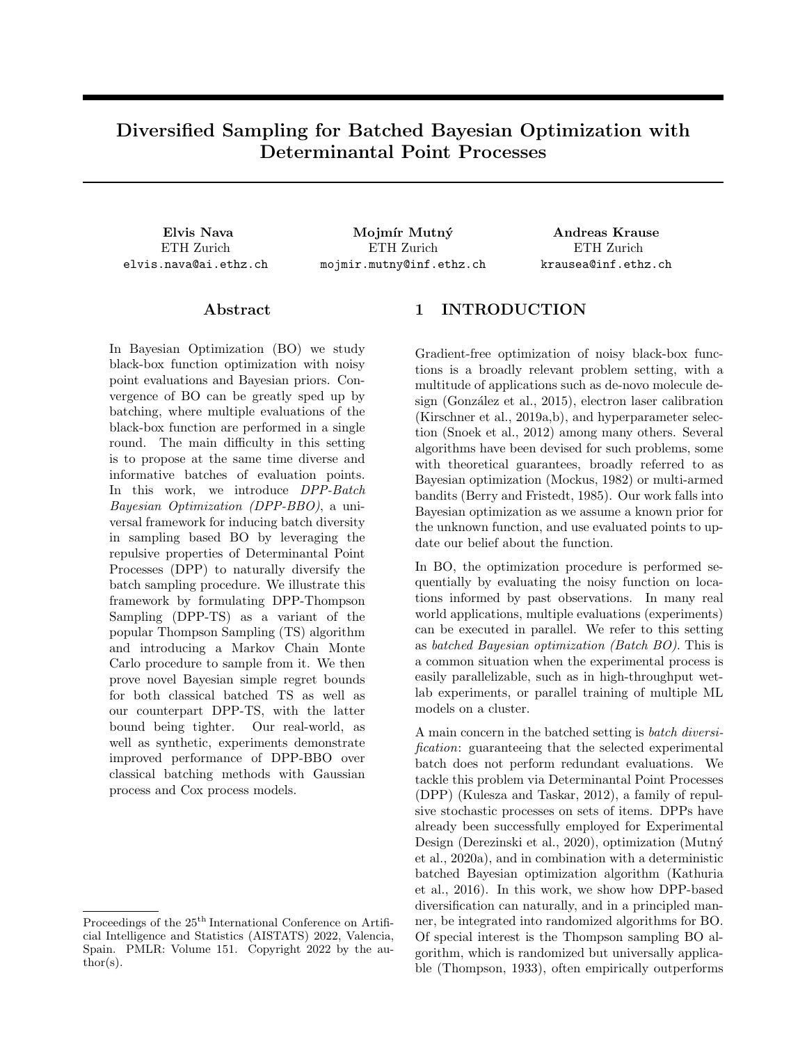# Diversified Sampling for Batched Bayesian Optimization with Determinantal Point Processes

**Elvis Nava**
ETH Zurich
elvis.nava@ai.ethz.ch

**Mojmír Mutný**
ETH Zurich
mojmir.mutny@inf.ethz.ch

**Andreas Krause**
ETH Zurich
krausea@inf.ethz.ch

## Abstract

In Bayesian Optimization (BO) we study black-box function optimization with noisy point evaluations and Bayesian priors. Convergence of BO can be greatly sped up by batching, where multiple evaluations of the black-box function are performed in a single round. The main difficulty in this setting is to propose at the same time diverse and informative batches of evaluation points. In this work, we introduce *DPP-Batch Bayesian Optimization (DPP-BBO)*, a universal framework for inducing batch diversity in sampling based BO by leveraging the repulsive properties of Determinantal Point Processes (DPP) to naturally diversify the batch sampling procedure. We illustrate this framework by formulating DPP-Thompson Sampling (DPP-TS) as a variant of the popular Thompson Sampling (TS) algorithm and introducing a Markov Chain Monte Carlo procedure to sample from it. We then prove novel Bayesian simple regret bounds for both classical batched TS as well as our counterpart DPP-TS, with the latter bound being tighter. Our real-world, as well as synthetic, experiments demonstrate improved performance of DPP-BBO over classical batching methods with Gaussian process and Cox process models.

## 1 INTRODUCTION

Gradient-free optimization of noisy black-box functions is a broadly relevant problem setting, with a multitude of applications such as de-novo molecule design (González et al., 2015), electron laser calibration (Kirschner et al., 2019a,b), and hyperparameter selection (Snoek et al., 2012) among many others. Several algorithms have been devised for such problems, some with theoretical guarantees, broadly referred to as Bayesian optimization (Mockus, 1982) or multi-armed bandits (Berry and Fristedt, 1985). Our work falls into Bayesian optimization as we assume a known prior for the unknown function, and use evaluated points to update our belief about the function.

In BO, the optimization procedure is performed sequentially by evaluating the noisy function on locations informed by past observations. In many real world applications, multiple evaluations (experiments) can be executed in parallel. We refer to this setting as *batched Bayesian optimization (Batch BO)*. This is a common situation when the experimental process is easily parallelizable, such as in high-throughput wet-lab experiments, or parallel training of multiple ML models on a cluster.

A main concern in the batched setting is *batch diversification*: guaranteeing that the selected experimental batch does not perform redundant evaluations. We tackle this problem via Determinantal Point Processes (DPP) (Kulesza and Taskar, 2012), a family of repulsive stochastic processes on sets of items. DPPs have already been successfully employed for Experimental Design (Derezinski et al., 2020), optimization (Mutný et al., 2020a), and in combination with a deterministic batched Bayesian optimization algorithm (Kathuria et al., 2016). In this work, we show how DPP-based diversification can naturally, and in a principled manner, be integrated into randomized algorithms for BO. Of special interest is the Thompson sampling BO algorithm, which is randomized but universally applicable (Thompson, 1933), often empirically outperforms

Proceedings of the 25[th] International Conference on Artificial Intelligence and Statistics (AISTATS) 2022, Valencia, Spain. PMLR: Volume 151. Copyright 2022 by the author(s).